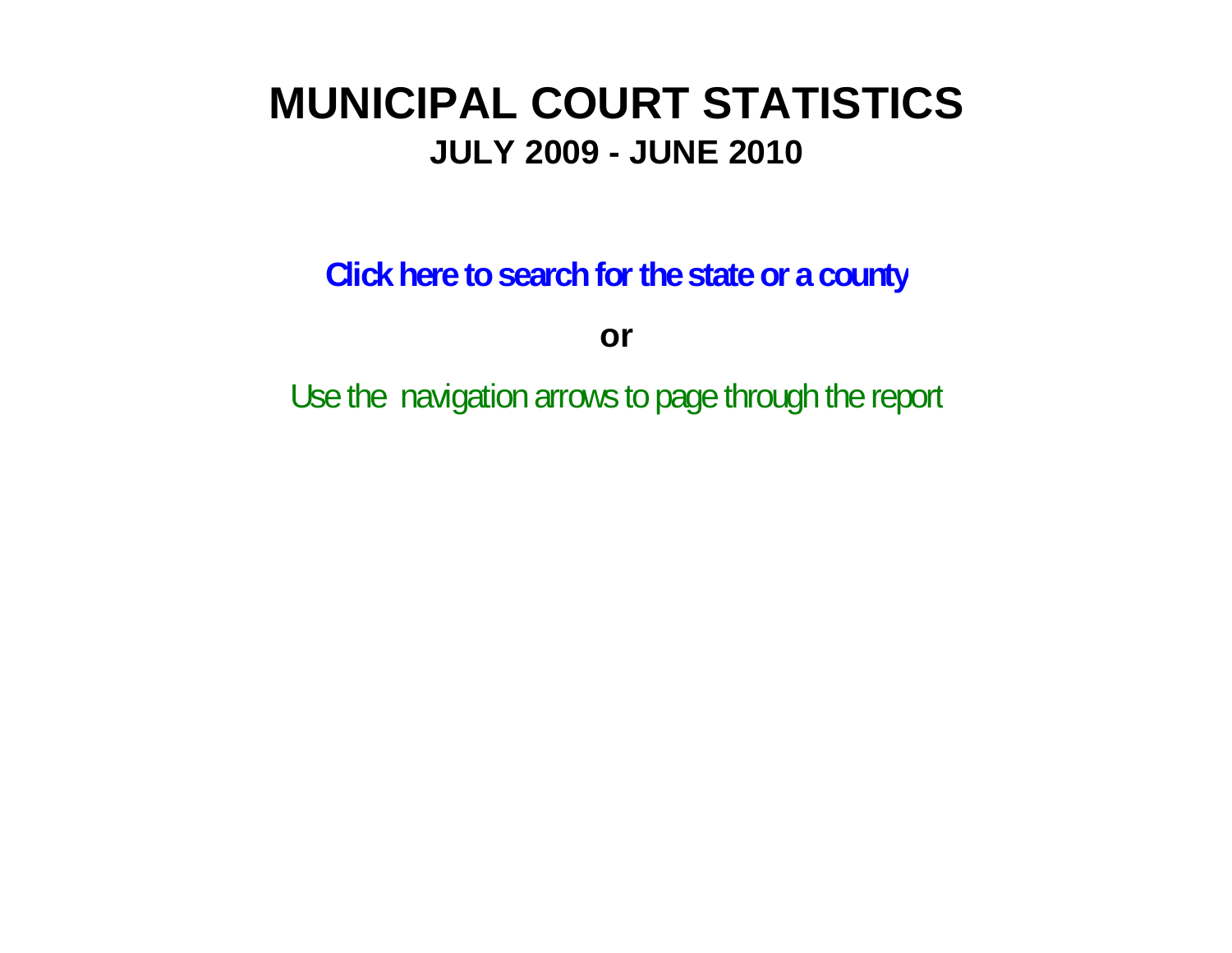# MUNICIPAL COURT STATISTICS

## JULY 2009 - JUNE 2010

**Click here to search for the state or a county**

**or**

Use the navigation arrows to page through the report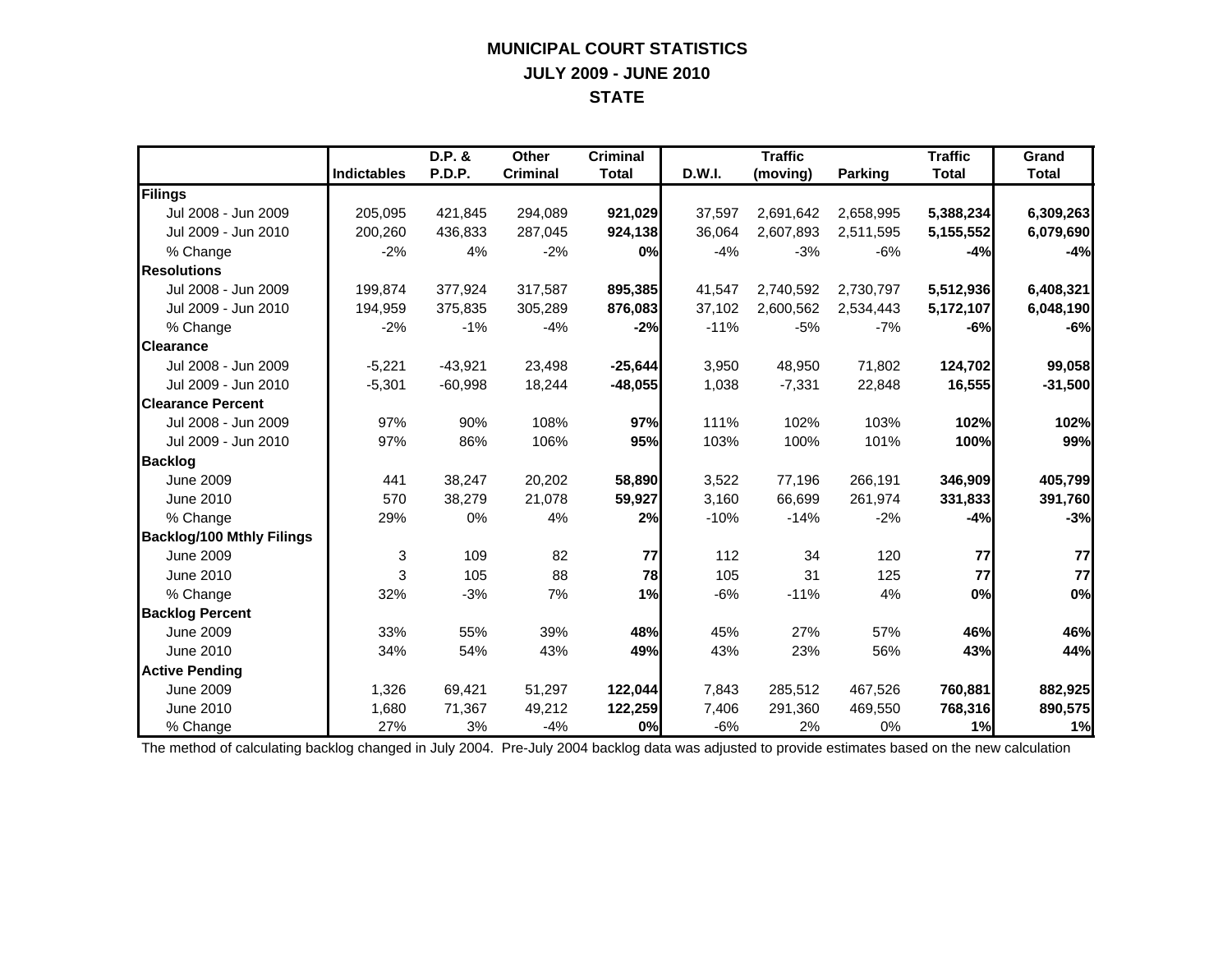# MUNICIPAL COURT STATISTICS
## JULY 2009 - JUNE 2010
## STATE

| | Indictables | D.P. & P.D.P. | Other Criminal | Criminal Total | D.W.I. | Traffic (moving) | Parking | Traffic Total | Grand Total |
|---|---|---|---|---|---|---|---|---|---|
| **Filings** | | | | | | | | | |
| Jul 2008 - Jun 2009 | 205,095 | 421,845 | 294,089 | **921,029** | 37,597 | 2,691,642 | 2,658,995 | **5,388,234** | **6,309,263** |
| Jul 2009 - Jun 2010 | 200,260 | 436,833 | 287,045 | **924,138** | 36,064 | 2,607,893 | 2,511,595 | **5,155,552** | **6,079,690** |
| % Change | -2% | 4% | -2% | **0%** | -4% | -3% | -6% | **-4%** | **-4%** |
| **Resolutions** | | | | | | | | | |
| Jul 2008 - Jun 2009 | 199,874 | 377,924 | 317,587 | **895,385** | 41,547 | 2,740,592 | 2,730,797 | **5,512,936** | **6,408,321** |
| Jul 2009 - Jun 2010 | 194,959 | 375,835 | 305,289 | **876,083** | 37,102 | 2,600,562 | 2,534,443 | **5,172,107** | **6,048,190** |
| % Change | -2% | -1% | -4% | **-2%** | -11% | -5% | -7% | **-6%** | **-6%** |
| **Clearance** | | | | | | | | | |
| Jul 2008 - Jun 2009 | -5,221 | -43,921 | 23,498 | **-25,644** | 3,950 | 48,950 | 71,802 | **124,702** | **99,058** |
| Jul 2009 - Jun 2010 | -5,301 | -60,998 | 18,244 | **-48,055** | 1,038 | -7,331 | 22,848 | **16,555** | **-31,500** |
| **Clearance Percent** | | | | | | | | | |
| Jul 2008 - Jun 2009 | 97% | 90% | 108% | **97%** | 111% | 102% | 103% | **102%** | **102%** |
| Jul 2009 - Jun 2010 | 97% | 86% | 106% | **95%** | 103% | 100% | 101% | **100%** | **99%** |
| **Backlog** | | | | | | | | | |
| June 2009 | 441 | 38,247 | 20,202 | **58,890** | 3,522 | 77,196 | 266,191 | **346,909** | **405,799** |
| June 2010 | 570 | 38,279 | 21,078 | **59,927** | 3,160 | 66,699 | 261,974 | **331,833** | **391,760** |
| % Change | 29% | 0% | 4% | **2%** | -10% | -14% | -2% | **-4%** | **-3%** |
| **Backlog/100 Mthly Filings** | | | | | | | | | |
| June 2009 | 3 | 109 | 82 | **77** | 112 | 34 | 120 | **77** | **77** |
| June 2010 | 3 | 105 | 88 | **78** | 105 | 31 | 125 | **77** | **77** |
| % Change | 32% | -3% | 7% | **1%** | -6% | -11% | 4% | **0%** | **0%** |
| **Backlog Percent** | | | | | | | | | |
| June 2009 | 33% | 55% | 39% | **48%** | 45% | 27% | 57% | **46%** | **46%** |
| June 2010 | 34% | 54% | 43% | **49%** | 43% | 23% | 56% | **43%** | **44%** |
| **Active Pending** | | | | | | | | | |
| June 2009 | 1,326 | 69,421 | 51,297 | **122,044** | 7,843 | 285,512 | 467,526 | **760,881** | **882,925** |
| June 2010 | 1,680 | 71,367 | 49,212 | **122,259** | 7,406 | 291,360 | 469,550 | **768,316** | **890,575** |
| % Change | 27% | 3% | -4% | **0%** | -6% | 2% | 0% | **1%** | **1%** |

The method of calculating backlog changed in July 2004. Pre-July 2004 backlog data was adjusted to provide estimates based on the new calculation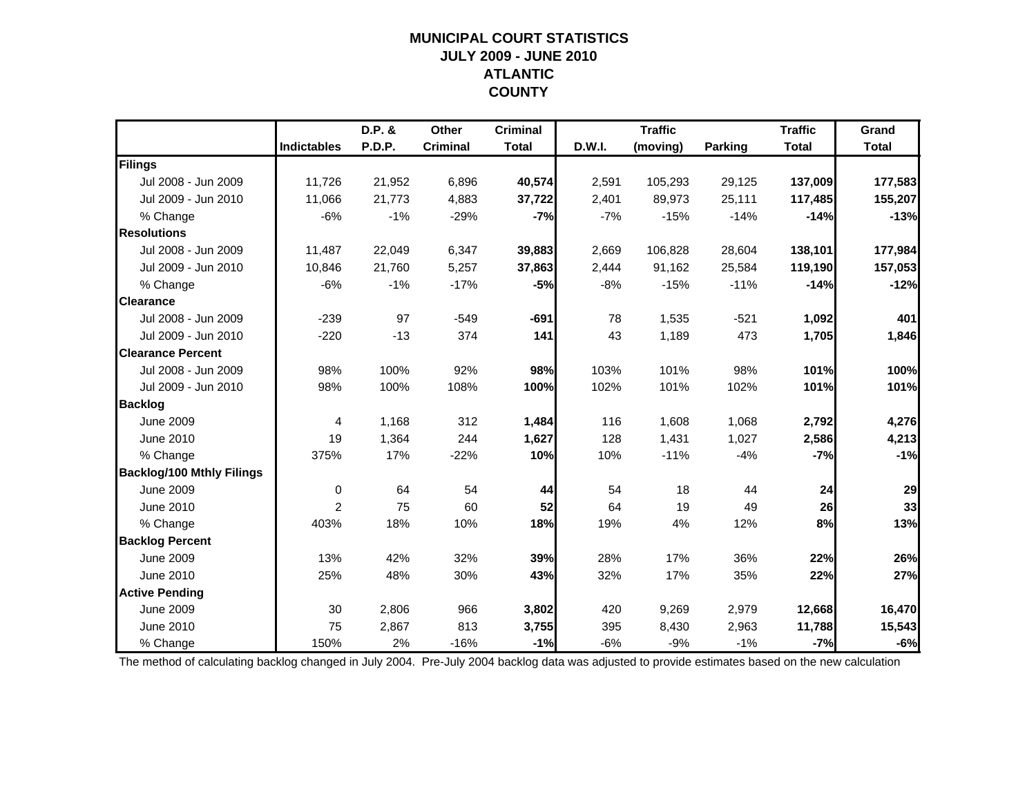# MUNICIPAL COURT STATISTICS
## JULY 2009 - JUNE 2010
## ATLANTIC
## COUNTY

| | Indictables | D.P. & P.D.P. | Other Criminal | Criminal Total | D.W.I. | Traffic (moving) | Parking | Traffic Total | Grand Total |
|---|---|---|---|---|---|---|---|---|---|
| **Filings** | | | | | | | | | |
| Jul 2008 - Jun 2009 | 11,726 | 21,952 | 6,896 | **40,574** | 2,591 | 105,293 | 29,125 | **137,009** | **177,583** |
| Jul 2009 - Jun 2010 | 11,066 | 21,773 | 4,883 | **37,722** | 2,401 | 89,973 | 25,111 | **117,485** | **155,207** |
| % Change | -6% | -1% | -29% | **-7%** | -7% | -15% | -14% | **-14%** | **-13%** |
| **Resolutions** | | | | | | | | | |
| Jul 2008 - Jun 2009 | 11,487 | 22,049 | 6,347 | **39,883** | 2,669 | 106,828 | 28,604 | **138,101** | **177,984** |
| Jul 2009 - Jun 2010 | 10,846 | 21,760 | 5,257 | **37,863** | 2,444 | 91,162 | 25,584 | **119,190** | **157,053** |
| % Change | -6% | -1% | -17% | **-5%** | -8% | -15% | -11% | **-14%** | **-12%** |
| **Clearance** | | | | | | | | | |
| Jul 2008 - Jun 2009 | -239 | 97 | -549 | **-691** | 78 | 1,535 | -521 | **1,092** | **401** |
| Jul 2009 - Jun 2010 | -220 | -13 | 374 | **141** | 43 | 1,189 | 473 | **1,705** | **1,846** |
| **Clearance Percent** | | | | | | | | | |
| Jul 2008 - Jun 2009 | 98% | 100% | 92% | **98%** | 103% | 101% | 98% | **101%** | **100%** |
| Jul 2009 - Jun 2010 | 98% | 100% | 108% | **100%** | 102% | 101% | 102% | **101%** | **101%** |
| **Backlog** | | | | | | | | | |
| June 2009 | 4 | 1,168 | 312 | **1,484** | 116 | 1,608 | 1,068 | **2,792** | **4,276** |
| June 2010 | 19 | 1,364 | 244 | **1,627** | 128 | 1,431 | 1,027 | **2,586** | **4,213** |
| % Change | 375% | 17% | -22% | **10%** | 10% | -11% | -4% | **-7%** | **-1%** |
| **Backlog/100 Mthly Filings** | | | | | | | | | |
| June 2009 | 0 | 64 | 54 | **44** | 54 | 18 | 44 | **24** | **29** |
| June 2010 | 2 | 75 | 60 | **52** | 64 | 19 | 49 | **26** | **33** |
| % Change | 403% | 18% | 10% | **18%** | 19% | 4% | 12% | **8%** | **13%** |
| **Backlog Percent** | | | | | | | | | |
| June 2009 | 13% | 42% | 32% | **39%** | 28% | 17% | 36% | **22%** | **26%** |
| June 2010 | 25% | 48% | 30% | **43%** | 32% | 17% | 35% | **22%** | **27%** |
| **Active Pending** | | | | | | | | | |
| June 2009 | 30 | 2,806 | 966 | **3,802** | 420 | 9,269 | 2,979 | **12,668** | **16,470** |
| June 2010 | 75 | 2,867 | 813 | **3,755** | 395 | 8,430 | 2,963 | **11,788** | **15,543** |
| % Change | 150% | 2% | -16% | **-1%** | -6% | -9% | -1% | **-7%** | **-6%** |

The method of calculating backlog changed in July 2004. Pre-July 2004 backlog data was adjusted to provide estimates based on the new calculation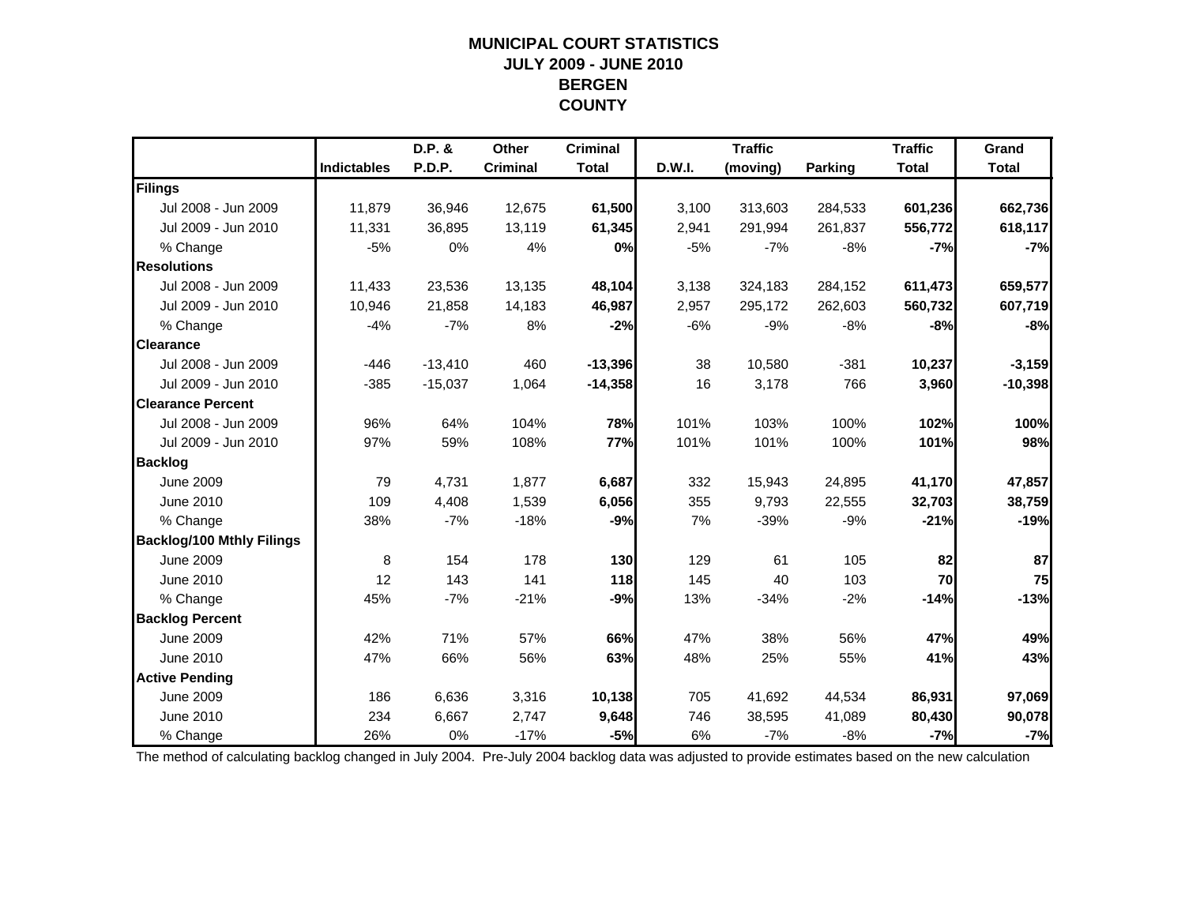# MUNICIPAL COURT STATISTICS
## JULY 2009 - JUNE 2010
## BERGEN COUNTY

| | Indictables | D.P. & P.D.P. | Other Criminal | Criminal Total | D.W.I. | Traffic (moving) | Parking | Traffic Total | Grand Total |
|---|---|---|---|---|---|---|---|---|---|
| **Filings** | | | | | | | | | |
| Jul 2008 - Jun 2009 | 11,879 | 36,946 | 12,675 | **61,500** | 3,100 | 313,603 | 284,533 | **601,236** | **662,736** |
| Jul 2009 - Jun 2010 | 11,331 | 36,895 | 13,119 | **61,345** | 2,941 | 291,994 | 261,837 | **556,772** | **618,117** |
| % Change | -5% | 0% | 4% | **0%** | -5% | -7% | -8% | **-7%** | **-7%** |
| **Resolutions** | | | | | | | | | |
| Jul 2008 - Jun 2009 | 11,433 | 23,536 | 13,135 | **48,104** | 3,138 | 324,183 | 284,152 | **611,473** | **659,577** |
| Jul 2009 - Jun 2010 | 10,946 | 21,858 | 14,183 | **46,987** | 2,957 | 295,172 | 262,603 | **560,732** | **607,719** |
| % Change | -4% | -7% | 8% | **-2%** | -6% | -9% | -8% | **-8%** | **-8%** |
| **Clearance** | | | | | | | | | |
| Jul 2008 - Jun 2009 | -446 | -13,410 | 460 | **-13,396** | 38 | 10,580 | -381 | **10,237** | **-3,159** |
| Jul 2009 - Jun 2010 | -385 | -15,037 | 1,064 | **-14,358** | 16 | 3,178 | 766 | **3,960** | **-10,398** |
| **Clearance Percent** | | | | | | | | | |
| Jul 2008 - Jun 2009 | 96% | 64% | 104% | **78%** | 101% | 103% | 100% | **102%** | **100%** |
| Jul 2009 - Jun 2010 | 97% | 59% | 108% | **77%** | 101% | 101% | 100% | **101%** | **98%** |
| **Backlog** | | | | | | | | | |
| June 2009 | 79 | 4,731 | 1,877 | **6,687** | 332 | 15,943 | 24,895 | **41,170** | **47,857** |
| June 2010 | 109 | 4,408 | 1,539 | **6,056** | 355 | 9,793 | 22,555 | **32,703** | **38,759** |
| % Change | 38% | -7% | -18% | **-9%** | 7% | -39% | -9% | **-21%** | **-19%** |
| **Backlog/100 Mthly Filings** | | | | | | | | | |
| June 2009 | 8 | 154 | 178 | **130** | 129 | 61 | 105 | **82** | **87** |
| June 2010 | 12 | 143 | 141 | **118** | 145 | 40 | 103 | **70** | **75** |
| % Change | 45% | -7% | -21% | **-9%** | 13% | -34% | -2% | **-14%** | **-13%** |
| **Backlog Percent** | | | | | | | | | |
| June 2009 | 42% | 71% | 57% | **66%** | 47% | 38% | 56% | **47%** | **49%** |
| June 2010 | 47% | 66% | 56% | **63%** | 48% | 25% | 55% | **41%** | **43%** |
| **Active Pending** | | | | | | | | | |
| June 2009 | 186 | 6,636 | 3,316 | **10,138** | 705 | 41,692 | 44,534 | **86,931** | **97,069** |
| June 2010 | 234 | 6,667 | 2,747 | **9,648** | 746 | 38,595 | 41,089 | **80,430** | **90,078** |
| % Change | 26% | 0% | -17% | **-5%** | 6% | -7% | -8% | **-7%** | **-7%** |

The method of calculating backlog changed in July 2004. Pre-July 2004 backlog data was adjusted to provide estimates based on the new calculation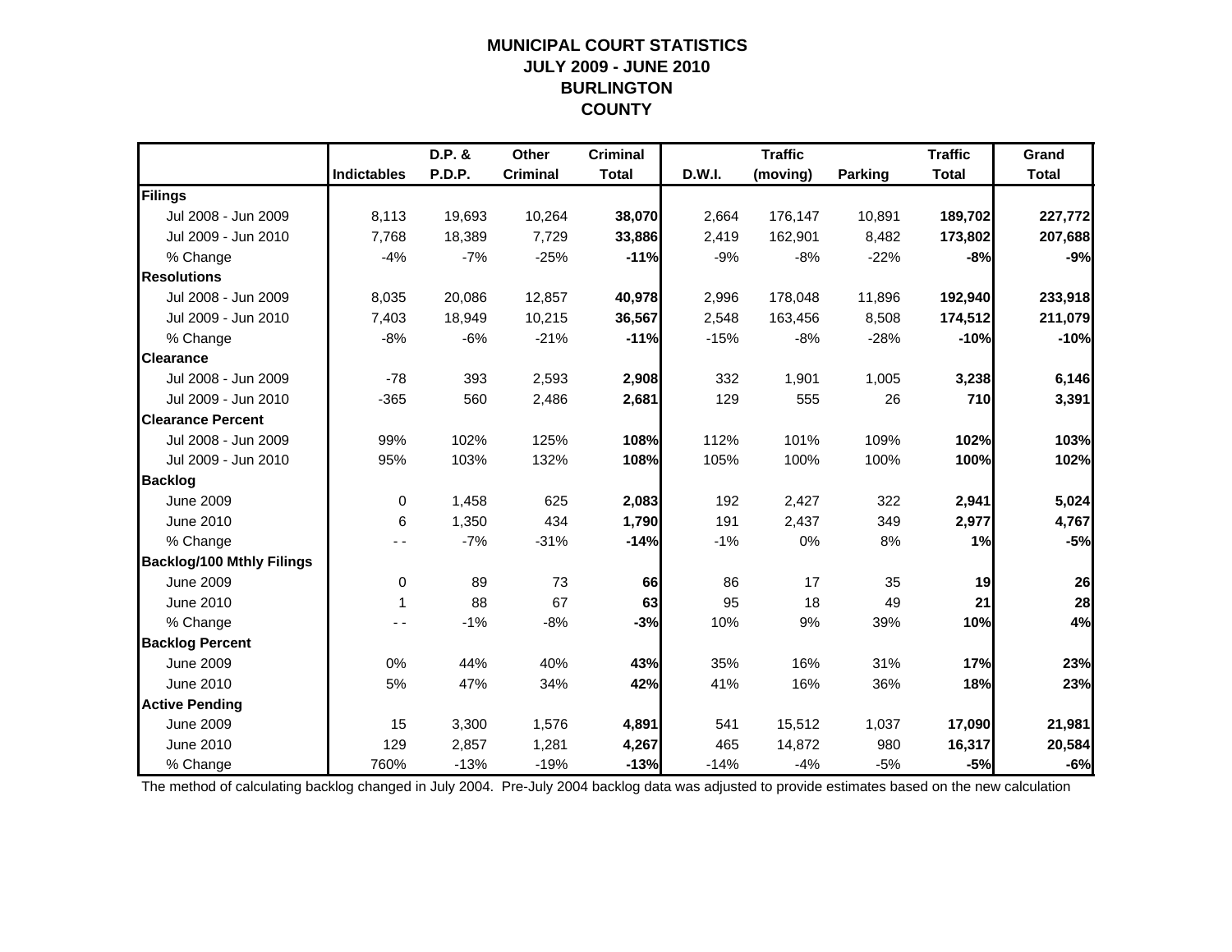# MUNICIPAL COURT STATISTICS
## JULY 2009 - JUNE 2010
## BURLINGTON
## COUNTY

| | Indictables | D.P. & P.D.P. | Other Criminal | Criminal Total | D.W.I. | Traffic (moving) | Parking | Traffic Total | Grand Total |
|---|---|---|---|---|---|---|---|---|---|
| **Filings** | | | | | | | | | |
| Jul 2008 - Jun 2009 | 8,113 | 19,693 | 10,264 | **38,070** | 2,664 | 176,147 | 10,891 | **189,702** | **227,772** |
| Jul 2009 - Jun 2010 | 7,768 | 18,389 | 7,729 | **33,886** | 2,419 | 162,901 | 8,482 | **173,802** | **207,688** |
| % Change | -4% | -7% | -25% | **-11%** | -9% | -8% | -22% | **-8%** | **-9%** |
| **Resolutions** | | | | | | | | | |
| Jul 2008 - Jun 2009 | 8,035 | 20,086 | 12,857 | **40,978** | 2,996 | 178,048 | 11,896 | **192,940** | **233,918** |
| Jul 2009 - Jun 2010 | 7,403 | 18,949 | 10,215 | **36,567** | 2,548 | 163,456 | 8,508 | **174,512** | **211,079** |
| % Change | -8% | -6% | -21% | **-11%** | -15% | -8% | -28% | **-10%** | **-10%** |
| **Clearance** | | | | | | | | | |
| Jul 2008 - Jun 2009 | -78 | 393 | 2,593 | **2,908** | 332 | 1,901 | 1,005 | **3,238** | **6,146** |
| Jul 2009 - Jun 2010 | -365 | 560 | 2,486 | **2,681** | 129 | 555 | 26 | **710** | **3,391** |
| **Clearance Percent** | | | | | | | | | |
| Jul 2008 - Jun 2009 | 99% | 102% | 125% | **108%** | 112% | 101% | 109% | **102%** | **103%** |
| Jul 2009 - Jun 2010 | 95% | 103% | 132% | **108%** | 105% | 100% | 100% | **100%** | **102%** |
| **Backlog** | | | | | | | | | |
| June 2009 | 0 | 1,458 | 625 | **2,083** | 192 | 2,427 | 322 | **2,941** | **5,024** |
| June 2010 | 6 | 1,350 | 434 | **1,790** | 191 | 2,437 | 349 | **2,977** | **4,767** |
| % Change | - - | -7% | -31% | **-14%** | -1% | 0% | 8% | **1%** | **-5%** |
| **Backlog/100 Mthly Filings** | | | | | | | | | |
| June 2009 | 0 | 89 | 73 | **66** | 86 | 17 | 35 | **19** | **26** |
| June 2010 | 1 | 88 | 67 | **63** | 95 | 18 | 49 | **21** | **28** |
| % Change | - - | -1% | -8% | **-3%** | 10% | 9% | 39% | **10%** | **4%** |
| **Backlog Percent** | | | | | | | | | |
| June 2009 | 0% | 44% | 40% | **43%** | 35% | 16% | 31% | **17%** | **23%** |
| June 2010 | 5% | 47% | 34% | **42%** | 41% | 16% | 36% | **18%** | **23%** |
| **Active Pending** | | | | | | | | | |
| June 2009 | 15 | 3,300 | 1,576 | **4,891** | 541 | 15,512 | 1,037 | **17,090** | **21,981** |
| June 2010 | 129 | 2,857 | 1,281 | **4,267** | 465 | 14,872 | 980 | **16,317** | **20,584** |
| % Change | 760% | -13% | -19% | **-13%** | -14% | -4% | -5% | **-5%** | **-6%** |

The method of calculating backlog changed in July 2004. Pre-July 2004 backlog data was adjusted to provide estimates based on the new calculation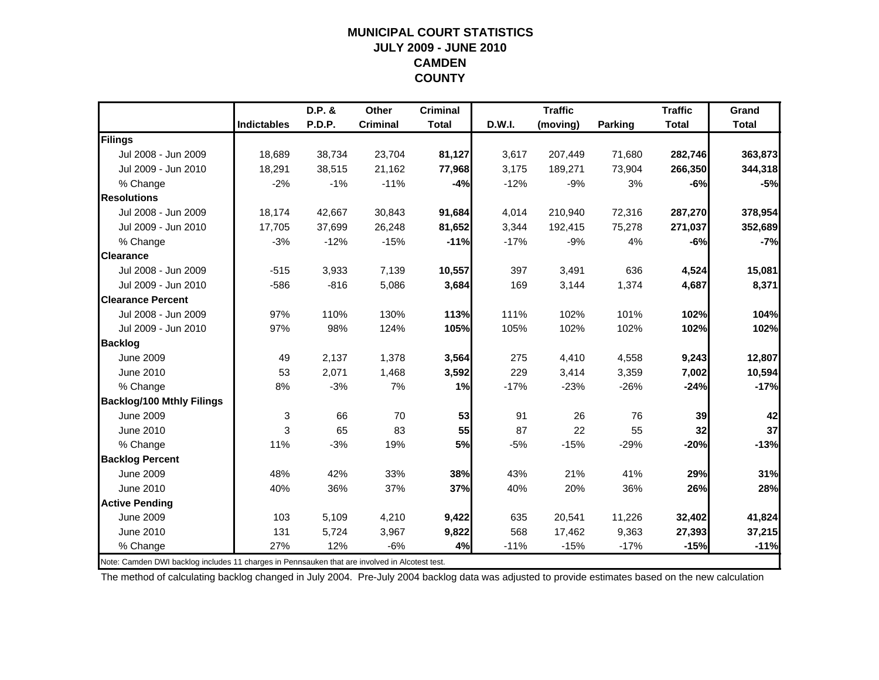# MUNICIPAL COURT STATISTICS
## JULY 2009 - JUNE 2010
## CAMDEN COUNTY

| | Indictables | D.P. & P.D.P. | Other Criminal | Criminal Total | D.W.I. | Traffic (moving) | Parking | Traffic Total | Grand Total |
|---|---|---|---|---|---|---|---|---|---|
| **Filings** | | | | | | | | | |
| Jul 2008 - Jun 2009 | 18,689 | 38,734 | 23,704 | **81,127** | 3,617 | 207,449 | 71,680 | **282,746** | **363,873** |
| Jul 2009 - Jun 2010 | 18,291 | 38,515 | 21,162 | **77,968** | 3,175 | 189,271 | 73,904 | **266,350** | **344,318** |
| % Change | -2% | -1% | -11% | **-4%** | -12% | -9% | 3% | **-6%** | **-5%** |
| **Resolutions** | | | | | | | | | |
| Jul 2008 - Jun 2009 | 18,174 | 42,667 | 30,843 | **91,684** | 4,014 | 210,940 | 72,316 | **287,270** | **378,954** |
| Jul 2009 - Jun 2010 | 17,705 | 37,699 | 26,248 | **81,652** | 3,344 | 192,415 | 75,278 | **271,037** | **352,689** |
| % Change | -3% | -12% | -15% | **-11%** | -17% | -9% | 4% | **-6%** | **-7%** |
| **Clearance** | | | | | | | | | |
| Jul 2008 - Jun 2009 | -515 | 3,933 | 7,139 | **10,557** | 397 | 3,491 | 636 | **4,524** | **15,081** |
| Jul 2009 - Jun 2010 | -586 | -816 | 5,086 | **3,684** | 169 | 3,144 | 1,374 | **4,687** | **8,371** |
| **Clearance Percent** | | | | | | | | | |
| Jul 2008 - Jun 2009 | 97% | 110% | 130% | **113%** | 111% | 102% | 101% | **102%** | **104%** |
| Jul 2009 - Jun 2010 | 97% | 98% | 124% | **105%** | 105% | 102% | 102% | **102%** | **102%** |
| **Backlog** | | | | | | | | | |
| June 2009 | 49 | 2,137 | 1,378 | **3,564** | 275 | 4,410 | 4,558 | **9,243** | **12,807** |
| June 2010 | 53 | 2,071 | 1,468 | **3,592** | 229 | 3,414 | 3,359 | **7,002** | **10,594** |
| % Change | 8% | -3% | 7% | **1%** | -17% | -23% | -26% | **-24%** | **-17%** |
| **Backlog/100 Mthly Filings** | | | | | | | | | |
| June 2009 | 3 | 66 | 70 | **53** | 91 | 26 | 76 | **39** | **42** |
| June 2010 | 3 | 65 | 83 | **55** | 87 | 22 | 55 | **32** | **37** |
| % Change | 11% | -3% | 19% | **5%** | -5% | -15% | -29% | **-20%** | **-13%** |
| **Backlog Percent** | | | | | | | | | |
| June 2009 | 48% | 42% | 33% | **38%** | 43% | 21% | 41% | **29%** | **31%** |
| June 2010 | 40% | 36% | 37% | **37%** | 40% | 20% | 36% | **26%** | **28%** |
| **Active Pending** | | | | | | | | | |
| June 2009 | 103 | 5,109 | 4,210 | **9,422** | 635 | 20,541 | 11,226 | **32,402** | **41,824** |
| June 2010 | 131 | 5,724 | 3,967 | **9,822** | 568 | 17,462 | 9,363 | **27,393** | **37,215** |
| % Change | 27% | 12% | -6% | **4%** | -11% | -15% | -17% | **-15%** | **-11%** |

Note: Camden DWI backlog includes 11 charges in Pennsauken that are involved in Alcotest test.

The method of calculating backlog changed in July 2004. Pre-July 2004 backlog data was adjusted to provide estimates based on the new calculation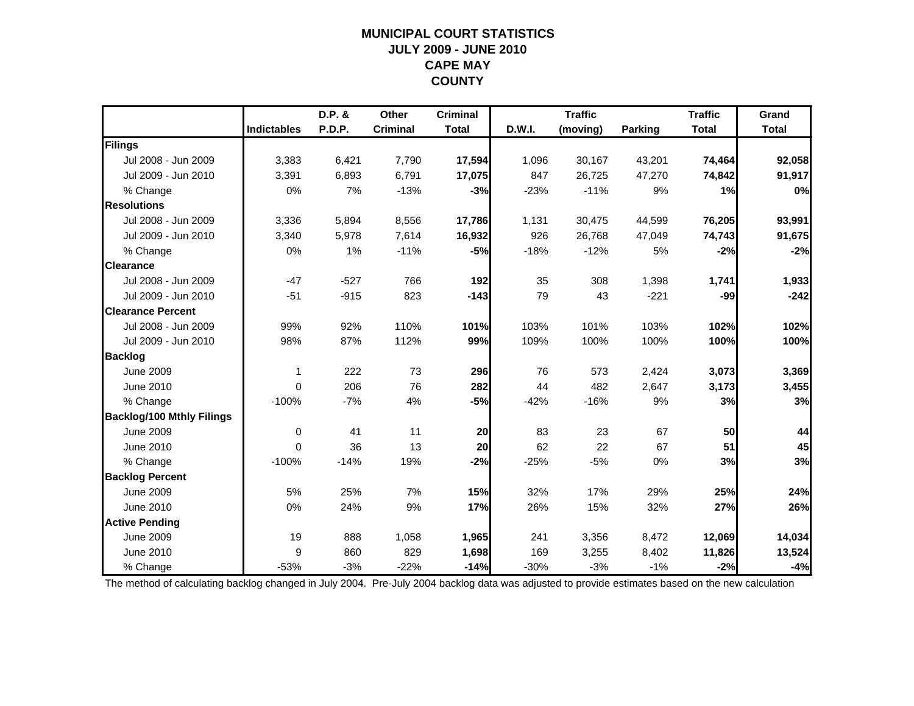# MUNICIPAL COURT STATISTICS
## JULY 2009 - JUNE 2010
## CAPE MAY
## COUNTY

| | Indictables | D.P. & P.D.P. | Other Criminal | Criminal Total | D.W.I. | Traffic (moving) | Parking | Traffic Total | Grand Total |
|---|---|---|---|---|---|---|---|---|---|
| **Filings** | | | | | | | | | |
| Jul 2008 - Jun 2009 | 3,383 | 6,421 | 7,790 | **17,594** | 1,096 | 30,167 | 43,201 | **74,464** | **92,058** |
| Jul 2009 - Jun 2010 | 3,391 | 6,893 | 6,791 | **17,075** | 847 | 26,725 | 47,270 | **74,842** | **91,917** |
| % Change | 0% | 7% | -13% | **-3%** | -23% | -11% | 9% | **1%** | **0%** |
| **Resolutions** | | | | | | | | | |
| Jul 2008 - Jun 2009 | 3,336 | 5,894 | 8,556 | **17,786** | 1,131 | 30,475 | 44,599 | **76,205** | **93,991** |
| Jul 2009 - Jun 2010 | 3,340 | 5,978 | 7,614 | **16,932** | 926 | 26,768 | 47,049 | **74,743** | **91,675** |
| % Change | 0% | 1% | -11% | **-5%** | -18% | -12% | 5% | **-2%** | **-2%** |
| **Clearance** | | | | | | | | | |
| Jul 2008 - Jun 2009 | -47 | -527 | 766 | **192** | 35 | 308 | 1,398 | **1,741** | **1,933** |
| Jul 2009 - Jun 2010 | -51 | -915 | 823 | **-143** | 79 | 43 | -221 | **-99** | **-242** |
| **Clearance Percent** | | | | | | | | | |
| Jul 2008 - Jun 2009 | 99% | 92% | 110% | **101%** | 103% | 101% | 103% | **102%** | **102%** |
| Jul 2009 - Jun 2010 | 98% | 87% | 112% | **99%** | 109% | 100% | 100% | **100%** | **100%** |
| **Backlog** | | | | | | | | | |
| June 2009 | 1 | 222 | 73 | **296** | 76 | 573 | 2,424 | **3,073** | **3,369** |
| June 2010 | 0 | 206 | 76 | **282** | 44 | 482 | 2,647 | **3,173** | **3,455** |
| % Change | -100% | -7% | 4% | **-5%** | -42% | -16% | 9% | **3%** | **3%** |
| **Backlog/100 Mthly Filings** | | | | | | | | | |
| June 2009 | 0 | 41 | 11 | **20** | 83 | 23 | 67 | **50** | **44** |
| June 2010 | 0 | 36 | 13 | **20** | 62 | 22 | 67 | **51** | **45** |
| % Change | -100% | -14% | 19% | **-2%** | -25% | -5% | 0% | **3%** | **3%** |
| **Backlog Percent** | | | | | | | | | |
| June 2009 | 5% | 25% | 7% | **15%** | 32% | 17% | 29% | **25%** | **24%** |
| June 2010 | 0% | 24% | 9% | **17%** | 26% | 15% | 32% | **27%** | **26%** |
| **Active Pending** | | | | | | | | | |
| June 2009 | 19 | 888 | 1,058 | **1,965** | 241 | 3,356 | 8,472 | **12,069** | **14,034** |
| June 2010 | 9 | 860 | 829 | **1,698** | 169 | 3,255 | 8,402 | **11,826** | **13,524** |
| % Change | -53% | -3% | -22% | **-14%** | -30% | -3% | -1% | **-2%** | **-4%** |

The method of calculating backlog changed in July 2004. Pre-July 2004 backlog data was adjusted to provide estimates based on the new calculation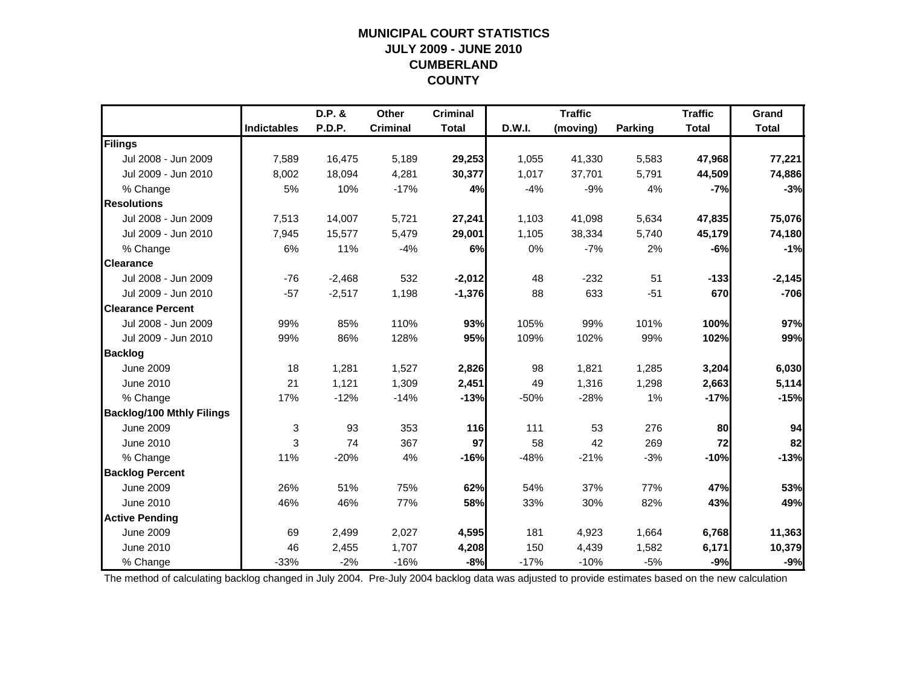# MUNICIPAL COURT STATISTICS
## JULY 2009 - JUNE 2010
## CUMBERLAND COUNTY

| | Indictables | D.P. & P.D.P. | Other Criminal | Criminal Total | D.W.I. | Traffic (moving) | Parking | Traffic Total | Grand Total |
|---|---|---|---|---|---|---|---|---|---|
| **Filings** | | | | | | | | | |
| Jul 2008 - Jun 2009 | 7,589 | 16,475 | 5,189 | **29,253** | 1,055 | 41,330 | 5,583 | **47,968** | **77,221** |
| Jul 2009 - Jun 2010 | 8,002 | 18,094 | 4,281 | **30,377** | 1,017 | 37,701 | 5,791 | **44,509** | **74,886** |
| % Change | 5% | 10% | -17% | **4%** | -4% | -9% | 4% | **-7%** | **-3%** |
| **Resolutions** | | | | | | | | | |
| Jul 2008 - Jun 2009 | 7,513 | 14,007 | 5,721 | **27,241** | 1,103 | 41,098 | 5,634 | **47,835** | **75,076** |
| Jul 2009 - Jun 2010 | 7,945 | 15,577 | 5,479 | **29,001** | 1,105 | 38,334 | 5,740 | **45,179** | **74,180** |
| % Change | 6% | 11% | -4% | **6%** | 0% | -7% | 2% | **-6%** | **-1%** |
| **Clearance** | | | | | | | | | |
| Jul 2008 - Jun 2009 | -76 | -2,468 | 532 | **-2,012** | 48 | -232 | 51 | **-133** | **-2,145** |
| Jul 2009 - Jun 2010 | -57 | -2,517 | 1,198 | **-1,376** | 88 | 633 | -51 | **670** | **-706** |
| **Clearance Percent** | | | | | | | | | |
| Jul 2008 - Jun 2009 | 99% | 85% | 110% | **93%** | 105% | 99% | 101% | **100%** | **97%** |
| Jul 2009 - Jun 2010 | 99% | 86% | 128% | **95%** | 109% | 102% | 99% | **102%** | **99%** |
| **Backlog** | | | | | | | | | |
| June 2009 | 18 | 1,281 | 1,527 | **2,826** | 98 | 1,821 | 1,285 | **3,204** | **6,030** |
| June 2010 | 21 | 1,121 | 1,309 | **2,451** | 49 | 1,316 | 1,298 | **2,663** | **5,114** |
| % Change | 17% | -12% | -14% | **-13%** | -50% | -28% | 1% | **-17%** | **-15%** |
| **Backlog/100 Mthly Filings** | | | | | | | | | |
| June 2009 | 3 | 93 | 353 | **116** | 111 | 53 | 276 | **80** | **94** |
| June 2010 | 3 | 74 | 367 | **97** | 58 | 42 | 269 | **72** | **82** |
| % Change | 11% | -20% | 4% | **-16%** | -48% | -21% | -3% | **-10%** | **-13%** |
| **Backlog Percent** | | | | | | | | | |
| June 2009 | 26% | 51% | 75% | **62%** | 54% | 37% | 77% | **47%** | **53%** |
| June 2010 | 46% | 46% | 77% | **58%** | 33% | 30% | 82% | **43%** | **49%** |
| **Active Pending** | | | | | | | | | |
| June 2009 | 69 | 2,499 | 2,027 | **4,595** | 181 | 4,923 | 1,664 | **6,768** | **11,363** |
| June 2010 | 46 | 2,455 | 1,707 | **4,208** | 150 | 4,439 | 1,582 | **6,171** | **10,379** |
| % Change | -33% | -2% | -16% | **-8%** | -17% | -10% | -5% | **-9%** | **-9%** |

The method of calculating backlog changed in July 2004. Pre-July 2004 backlog data was adjusted to provide estimates based on the new calculation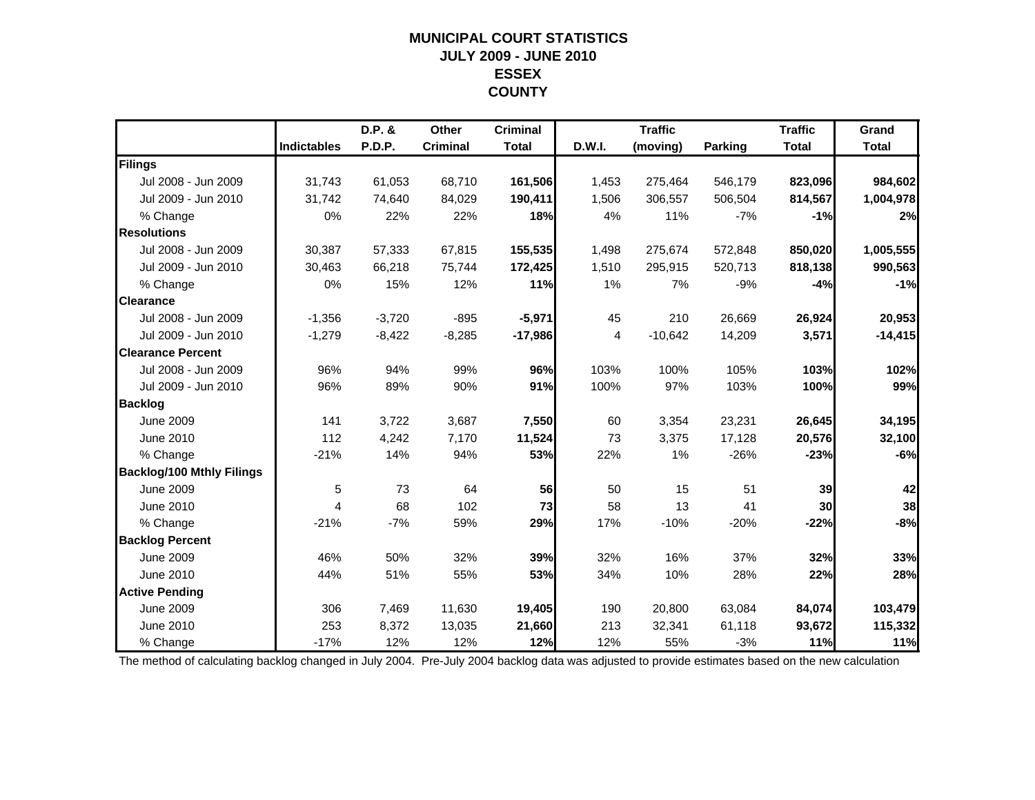# MUNICIPAL COURT STATISTICS
## JULY 2009 - JUNE 2010
## ESSEX COUNTY

| | Indictables | D.P. & P.D.P. | Other Criminal | Criminal Total | D.W.I. | Traffic (moving) | Parking | Traffic Total | Grand Total |
|---|---|---|---|---|---|---|---|---|---|
| **Filings** | | | | | | | | | |
| Jul 2008 - Jun 2009 | 31,743 | 61,053 | 68,710 | **161,506** | 1,453 | 275,464 | 546,179 | **823,096** | **984,602** |
| Jul 2009 - Jun 2010 | 31,742 | 74,640 | 84,029 | **190,411** | 1,506 | 306,557 | 506,504 | **814,567** | **1,004,978** |
| % Change | 0% | 22% | 22% | **18%** | 4% | 11% | -7% | **-1%** | **2%** |
| **Resolutions** | | | | | | | | | |
| Jul 2008 - Jun 2009 | 30,387 | 57,333 | 67,815 | **155,535** | 1,498 | 275,674 | 572,848 | **850,020** | **1,005,555** |
| Jul 2009 - Jun 2010 | 30,463 | 66,218 | 75,744 | **172,425** | 1,510 | 295,915 | 520,713 | **818,138** | **990,563** |
| % Change | 0% | 15% | 12% | **11%** | 1% | 7% | -9% | **-4%** | **-1%** |
| **Clearance** | | | | | | | | | |
| Jul 2008 - Jun 2009 | -1,356 | -3,720 | -895 | **-5,971** | 45 | 210 | 26,669 | **26,924** | **20,953** |
| Jul 2009 - Jun 2010 | -1,279 | -8,422 | -8,285 | **-17,986** | 4 | -10,642 | 14,209 | **3,571** | **-14,415** |
| **Clearance Percent** | | | | | | | | | |
| Jul 2008 - Jun 2009 | 96% | 94% | 99% | **96%** | 103% | 100% | 105% | **103%** | **102%** |
| Jul 2009 - Jun 2010 | 96% | 89% | 90% | **91%** | 100% | 97% | 103% | **100%** | **99%** |
| **Backlog** | | | | | | | | | |
| June 2009 | 141 | 3,722 | 3,687 | **7,550** | 60 | 3,354 | 23,231 | **26,645** | **34,195** |
| June 2010 | 112 | 4,242 | 7,170 | **11,524** | 73 | 3,375 | 17,128 | **20,576** | **32,100** |
| % Change | -21% | 14% | 94% | **53%** | 22% | 1% | -26% | **-23%** | **-6%** |
| **Backlog/100 Mthly Filings** | | | | | | | | | |
| June 2009 | 5 | 73 | 64 | **56** | 50 | 15 | 51 | **39** | **42** |
| June 2010 | 4 | 68 | 102 | **73** | 58 | 13 | 41 | **30** | **38** |
| % Change | -21% | -7% | 59% | **29%** | 17% | -10% | -20% | **-22%** | **-8%** |
| **Backlog Percent** | | | | | | | | | |
| June 2009 | 46% | 50% | 32% | **39%** | 32% | 16% | 37% | **32%** | **33%** |
| June 2010 | 44% | 51% | 55% | **53%** | 34% | 10% | 28% | **22%** | **28%** |
| **Active Pending** | | | | | | | | | |
| June 2009 | 306 | 7,469 | 11,630 | **19,405** | 190 | 20,800 | 63,084 | **84,074** | **103,479** |
| June 2010 | 253 | 8,372 | 13,035 | **21,660** | 213 | 32,341 | 61,118 | **93,672** | **115,332** |
| % Change | -17% | 12% | 12% | **12%** | 12% | 55% | -3% | **11%** | **11%** |

The method of calculating backlog changed in July 2004. Pre-July 2004 backlog data was adjusted to provide estimates based on the new calculation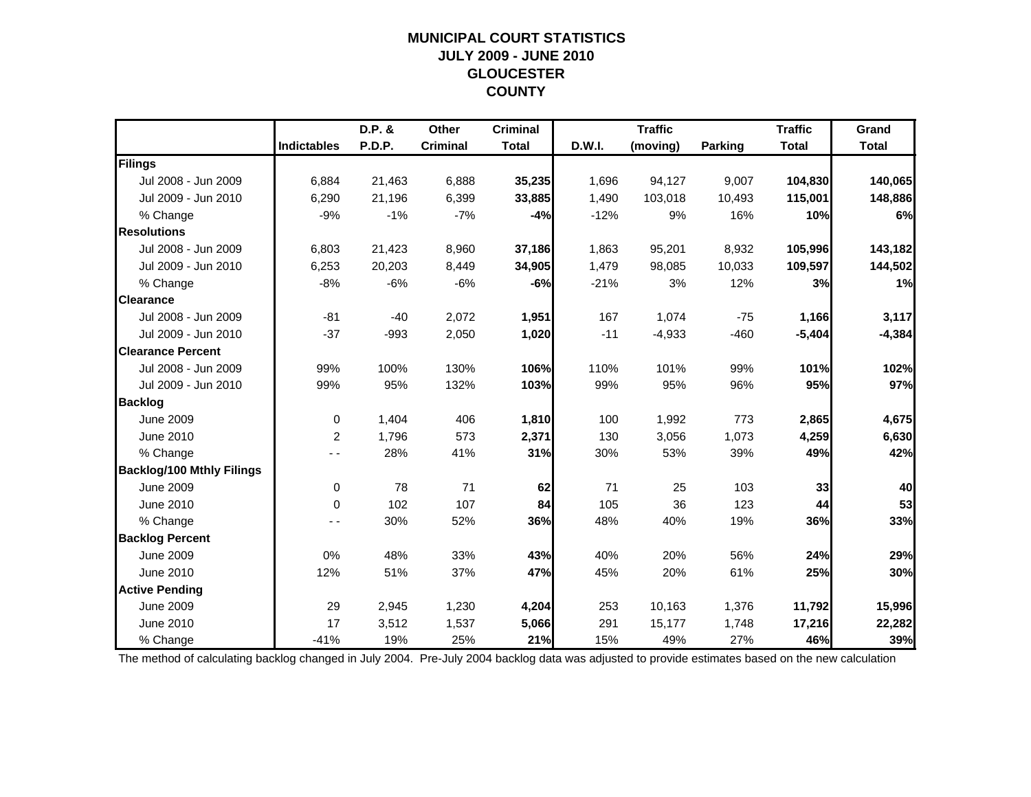# MUNICIPAL COURT STATISTICS
## JULY 2009 - JUNE 2010
## GLOUCESTER COUNTY

| | Indictables | D.P. & P.D.P. | Other Criminal | Criminal Total | D.W.I. | Traffic (moving) | Parking | Traffic Total | Grand Total |
|---|---|---|---|---|---|---|---|---|---|
| **Filings** | | | | | | | | | |
| Jul 2008 - Jun 2009 | 6,884 | 21,463 | 6,888 | **35,235** | 1,696 | 94,127 | 9,007 | **104,830** | **140,065** |
| Jul 2009 - Jun 2010 | 6,290 | 21,196 | 6,399 | **33,885** | 1,490 | 103,018 | 10,493 | **115,001** | **148,886** |
| % Change | -9% | -1% | -7% | **-4%** | -12% | 9% | 16% | **10%** | **6%** |
| **Resolutions** | | | | | | | | | |
| Jul 2008 - Jun 2009 | 6,803 | 21,423 | 8,960 | **37,186** | 1,863 | 95,201 | 8,932 | **105,996** | **143,182** |
| Jul 2009 - Jun 2010 | 6,253 | 20,203 | 8,449 | **34,905** | 1,479 | 98,085 | 10,033 | **109,597** | **144,502** |
| % Change | -8% | -6% | -6% | **-6%** | -21% | 3% | 12% | **3%** | **1%** |
| **Clearance** | | | | | | | | | |
| Jul 2008 - Jun 2009 | -81 | -40 | 2,072 | **1,951** | 167 | 1,074 | -75 | **1,166** | **3,117** |
| Jul 2009 - Jun 2010 | -37 | -993 | 2,050 | **1,020** | -11 | -4,933 | -460 | **-5,404** | **-4,384** |
| **Clearance Percent** | | | | | | | | | |
| Jul 2008 - Jun 2009 | 99% | 100% | 130% | **106%** | 110% | 101% | 99% | **101%** | **102%** |
| Jul 2009 - Jun 2010 | 99% | 95% | 132% | **103%** | 99% | 95% | 96% | **95%** | **97%** |
| **Backlog** | | | | | | | | | |
| June 2009 | 0 | 1,404 | 406 | **1,810** | 100 | 1,992 | 773 | **2,865** | **4,675** |
| June 2010 | 2 | 1,796 | 573 | **2,371** | 130 | 3,056 | 1,073 | **4,259** | **6,630** |
| % Change | - - | 28% | 41% | **31%** | 30% | 53% | 39% | **49%** | **42%** |
| **Backlog/100 Mthly Filings** | | | | | | | | | |
| June 2009 | 0 | 78 | 71 | **62** | 71 | 25 | 103 | **33** | **40** |
| June 2010 | 0 | 102 | 107 | **84** | 105 | 36 | 123 | **44** | **53** |
| % Change | - - | 30% | 52% | **36%** | 48% | 40% | 19% | **36%** | **33%** |
| **Backlog Percent** | | | | | | | | | |
| June 2009 | 0% | 48% | 33% | **43%** | 40% | 20% | 56% | **24%** | **29%** |
| June 2010 | 12% | 51% | 37% | **47%** | 45% | 20% | 61% | **25%** | **30%** |
| **Active Pending** | | | | | | | | | |
| June 2009 | 29 | 2,945 | 1,230 | **4,204** | 253 | 10,163 | 1,376 | **11,792** | **15,996** |
| June 2010 | 17 | 3,512 | 1,537 | **5,066** | 291 | 15,177 | 1,748 | **17,216** | **22,282** |
| % Change | -41% | 19% | 25% | **21%** | 15% | 49% | 27% | **46%** | **39%** |

The method of calculating backlog changed in July 2004. Pre-July 2004 backlog data was adjusted to provide estimates based on the new calculation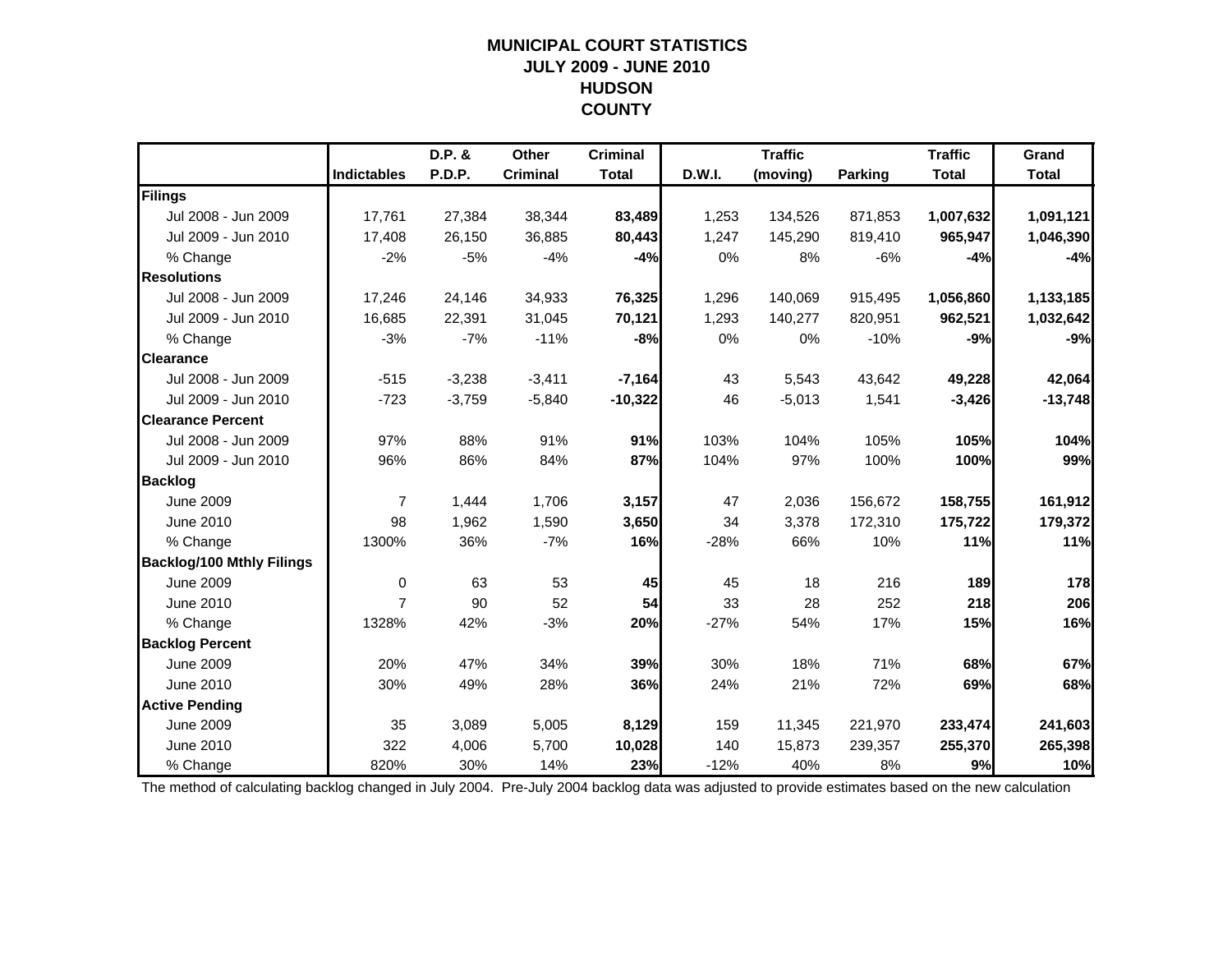# MUNICIPAL COURT STATISTICS
# JULY 2009 - JUNE 2010
# HUDSON
# COUNTY

| | Indictables | D.P. & P.D.P. | Other Criminal | Criminal Total | D.W.I. | Traffic (moving) | Parking | Traffic Total | Grand Total |
|---|---|---|---|---|---|---|---|---|---|
| **Filings** | | | | | | | | | |
| Jul 2008 - Jun 2009 | 17,761 | 27,384 | 38,344 | **83,489** | 1,253 | 134,526 | 871,853 | **1,007,632** | **1,091,121** |
| Jul 2009 - Jun 2010 | 17,408 | 26,150 | 36,885 | **80,443** | 1,247 | 145,290 | 819,410 | **965,947** | **1,046,390** |
| % Change | -2% | -5% | -4% | **-4%** | 0% | 8% | -6% | **-4%** | **-4%** |
| **Resolutions** | | | | | | | | | |
| Jul 2008 - Jun 2009 | 17,246 | 24,146 | 34,933 | **76,325** | 1,296 | 140,069 | 915,495 | **1,056,860** | **1,133,185** |
| Jul 2009 - Jun 2010 | 16,685 | 22,391 | 31,045 | **70,121** | 1,293 | 140,277 | 820,951 | **962,521** | **1,032,642** |
| % Change | -3% | -7% | -11% | **-8%** | 0% | 0% | -10% | **-9%** | **-9%** |
| **Clearance** | | | | | | | | | |
| Jul 2008 - Jun 2009 | -515 | -3,238 | -3,411 | **-7,164** | 43 | 5,543 | 43,642 | **49,228** | **42,064** |
| Jul 2009 - Jun 2010 | -723 | -3,759 | -5,840 | **-10,322** | 46 | -5,013 | 1,541 | **-3,426** | **-13,748** |
| **Clearance Percent** | | | | | | | | | |
| Jul 2008 - Jun 2009 | 97% | 88% | 91% | **91%** | 103% | 104% | 105% | **105%** | **104%** |
| Jul 2009 - Jun 2010 | 96% | 86% | 84% | **87%** | 104% | 97% | 100% | **100%** | **99%** |
| **Backlog** | | | | | | | | | |
| June 2009 | 7 | 1,444 | 1,706 | **3,157** | 47 | 2,036 | 156,672 | **158,755** | **161,912** |
| June 2010 | 98 | 1,962 | 1,590 | **3,650** | 34 | 3,378 | 172,310 | **175,722** | **179,372** |
| % Change | 1300% | 36% | -7% | **16%** | -28% | 66% | 10% | **11%** | **11%** |
| **Backlog/100 Mthly Filings** | | | | | | | | | |
| June 2009 | 0 | 63 | 53 | **45** | 45 | 18 | 216 | **189** | **178** |
| June 2010 | 7 | 90 | 52 | **54** | 33 | 28 | 252 | **218** | **206** |
| % Change | 1328% | 42% | -3% | **20%** | -27% | 54% | 17% | **15%** | **16%** |
| **Backlog Percent** | | | | | | | | | |
| June 2009 | 20% | 47% | 34% | **39%** | 30% | 18% | 71% | **68%** | **67%** |
| June 2010 | 30% | 49% | 28% | **36%** | 24% | 21% | 72% | **69%** | **68%** |
| **Active Pending** | | | | | | | | | |
| June 2009 | 35 | 3,089 | 5,005 | **8,129** | 159 | 11,345 | 221,970 | **233,474** | **241,603** |
| June 2010 | 322 | 4,006 | 5,700 | **10,028** | 140 | 15,873 | 239,357 | **255,370** | **265,398** |
| % Change | 820% | 30% | 14% | **23%** | -12% | 40% | 8% | **9%** | **10%** |

The method of calculating backlog changed in July 2004. Pre-July 2004 backlog data was adjusted to provide estimates based on the new calculation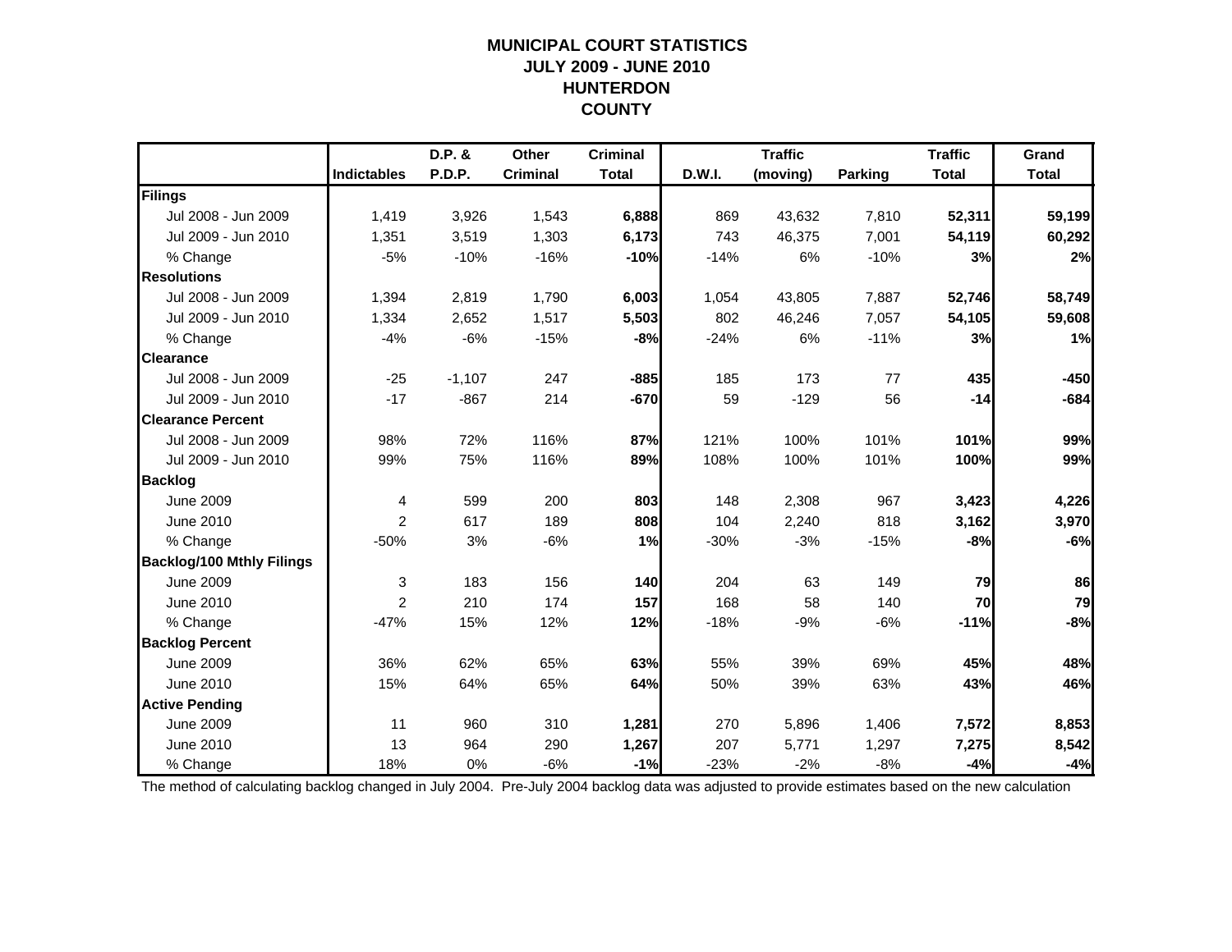# MUNICIPAL COURT STATISTICS
## JULY 2009 - JUNE 2010
## HUNTERDON COUNTY

| | Indictables | D.P. & P.D.P. | Other Criminal | Criminal Total | D.W.I. | Traffic (moving) | Parking | Traffic Total | Grand Total |
|---|---|---|---|---|---|---|---|---|---|
| **Filings** | | | | | | | | | |
| Jul 2008 - Jun 2009 | 1,419 | 3,926 | 1,543 | **6,888** | 869 | 43,632 | 7,810 | **52,311** | **59,199** |
| Jul 2009 - Jun 2010 | 1,351 | 3,519 | 1,303 | **6,173** | 743 | 46,375 | 7,001 | **54,119** | **60,292** |
| % Change | -5% | -10% | -16% | **-10%** | -14% | 6% | -10% | **3%** | **2%** |
| **Resolutions** | | | | | | | | | |
| Jul 2008 - Jun 2009 | 1,394 | 2,819 | 1,790 | **6,003** | 1,054 | 43,805 | 7,887 | **52,746** | **58,749** |
| Jul 2009 - Jun 2010 | 1,334 | 2,652 | 1,517 | **5,503** | 802 | 46,246 | 7,057 | **54,105** | **59,608** |
| % Change | -4% | -6% | -15% | **-8%** | -24% | 6% | -11% | **3%** | **1%** |
| **Clearance** | | | | | | | | | |
| Jul 2008 - Jun 2009 | -25 | -1,107 | 247 | **-885** | 185 | 173 | 77 | **435** | **-450** |
| Jul 2009 - Jun 2010 | -17 | -867 | 214 | **-670** | 59 | -129 | 56 | **-14** | **-684** |
| **Clearance Percent** | | | | | | | | | |
| Jul 2008 - Jun 2009 | 98% | 72% | 116% | **87%** | 121% | 100% | 101% | **101%** | **99%** |
| Jul 2009 - Jun 2010 | 99% | 75% | 116% | **89%** | 108% | 100% | 101% | **100%** | **99%** |
| **Backlog** | | | | | | | | | |
| June 2009 | 4 | 599 | 200 | **803** | 148 | 2,308 | 967 | **3,423** | **4,226** |
| June 2010 | 2 | 617 | 189 | **808** | 104 | 2,240 | 818 | **3,162** | **3,970** |
| % Change | -50% | 3% | -6% | **1%** | -30% | -3% | -15% | **-8%** | **-6%** |
| **Backlog/100 Mthly Filings** | | | | | | | | | |
| June 2009 | 3 | 183 | 156 | **140** | 204 | 63 | 149 | **79** | **86** |
| June 2010 | 2 | 210 | 174 | **157** | 168 | 58 | 140 | **70** | **79** |
| % Change | -47% | 15% | 12% | **12%** | -18% | -9% | -6% | **-11%** | **-8%** |
| **Backlog Percent** | | | | | | | | | |
| June 2009 | 36% | 62% | 65% | **63%** | 55% | 39% | 69% | **45%** | **48%** |
| June 2010 | 15% | 64% | 65% | **64%** | 50% | 39% | 63% | **43%** | **46%** |
| **Active Pending** | | | | | | | | | |
| June 2009 | 11 | 960 | 310 | **1,281** | 270 | 5,896 | 1,406 | **7,572** | **8,853** |
| June 2010 | 13 | 964 | 290 | **1,267** | 207 | 5,771 | 1,297 | **7,275** | **8,542** |
| % Change | 18% | 0% | -6% | **-1%** | -23% | -2% | -8% | **-4%** | **-4%** |

The method of calculating backlog changed in July 2004. Pre-July 2004 backlog data was adjusted to provide estimates based on the new calculation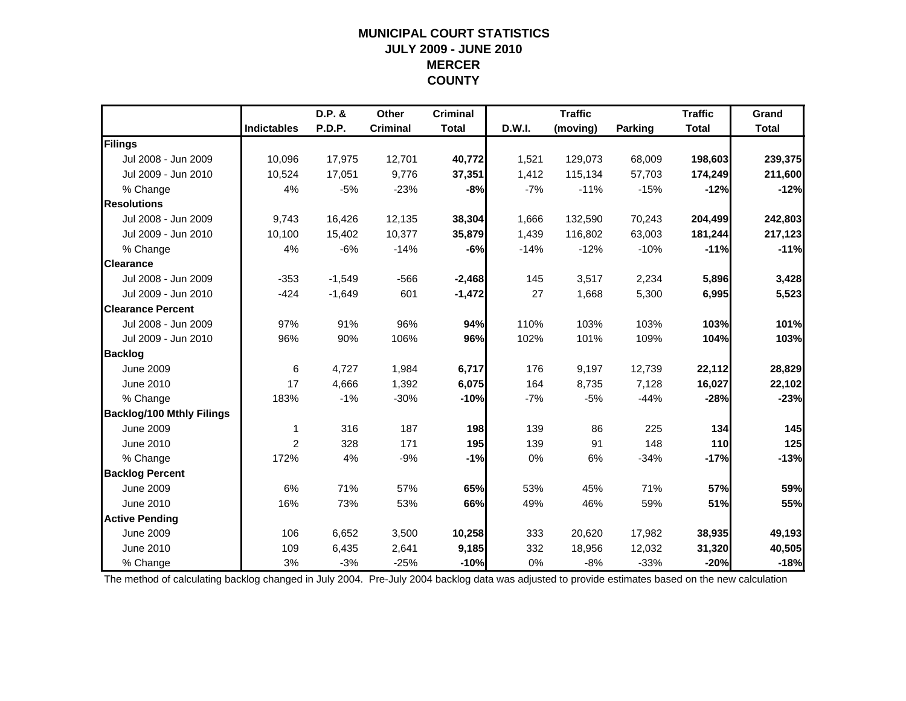# MUNICIPAL COURT STATISTICS
## JULY 2009 - JUNE 2010
## MERCER COUNTY

| | Indictables | D.P. & P.D.P. | Other Criminal | Criminal Total | D.W.I. | Traffic (moving) | Parking | Traffic Total | Grand Total |
|---|---|---|---|---|---|---|---|---|---|
| **Filings** | | | | | | | | | |
| Jul 2008 - Jun 2009 | 10,096 | 17,975 | 12,701 | **40,772** | 1,521 | 129,073 | 68,009 | **198,603** | **239,375** |
| Jul 2009 - Jun 2010 | 10,524 | 17,051 | 9,776 | **37,351** | 1,412 | 115,134 | 57,703 | **174,249** | **211,600** |
| % Change | 4% | -5% | -23% | **-8%** | -7% | -11% | -15% | **-12%** | **-12%** |
| **Resolutions** | | | | | | | | | |
| Jul 2008 - Jun 2009 | 9,743 | 16,426 | 12,135 | **38,304** | 1,666 | 132,590 | 70,243 | **204,499** | **242,803** |
| Jul 2009 - Jun 2010 | 10,100 | 15,402 | 10,377 | **35,879** | 1,439 | 116,802 | 63,003 | **181,244** | **217,123** |
| % Change | 4% | -6% | -14% | **-6%** | -14% | -12% | -10% | **-11%** | **-11%** |
| **Clearance** | | | | | | | | | |
| Jul 2008 - Jun 2009 | -353 | -1,549 | -566 | **-2,468** | 145 | 3,517 | 2,234 | **5,896** | **3,428** |
| Jul 2009 - Jun 2010 | -424 | -1,649 | 601 | **-1,472** | 27 | 1,668 | 5,300 | **6,995** | **5,523** |
| **Clearance Percent** | | | | | | | | | |
| Jul 2008 - Jun 2009 | 97% | 91% | 96% | **94%** | 110% | 103% | 103% | **103%** | **101%** |
| Jul 2009 - Jun 2010 | 96% | 90% | 106% | **96%** | 102% | 101% | 109% | **104%** | **103%** |
| **Backlog** | | | | | | | | | |
| June 2009 | 6 | 4,727 | 1,984 | **6,717** | 176 | 9,197 | 12,739 | **22,112** | **28,829** |
| June 2010 | 17 | 4,666 | 1,392 | **6,075** | 164 | 8,735 | 7,128 | **16,027** | **22,102** |
| % Change | 183% | -1% | -30% | **-10%** | -7% | -5% | -44% | **-28%** | **-23%** |
| **Backlog/100 Mthly Filings** | | | | | | | | | |
| June 2009 | 1 | 316 | 187 | **198** | 139 | 86 | 225 | **134** | **145** |
| June 2010 | 2 | 328 | 171 | **195** | 139 | 91 | 148 | **110** | **125** |
| % Change | 172% | 4% | -9% | **-1%** | 0% | 6% | -34% | **-17%** | **-13%** |
| **Backlog Percent** | | | | | | | | | |
| June 2009 | 6% | 71% | 57% | **65%** | 53% | 45% | 71% | **57%** | **59%** |
| June 2010 | 16% | 73% | 53% | **66%** | 49% | 46% | 59% | **51%** | **55%** |
| **Active Pending** | | | | | | | | | |
| June 2009 | 106 | 6,652 | 3,500 | **10,258** | 333 | 20,620 | 17,982 | **38,935** | **49,193** |
| June 2010 | 109 | 6,435 | 2,641 | **9,185** | 332 | 18,956 | 12,032 | **31,320** | **40,505** |
| % Change | 3% | -3% | -25% | **-10%** | 0% | -8% | -33% | **-20%** | **-18%** |

The method of calculating backlog changed in July 2004. Pre-July 2004 backlog data was adjusted to provide estimates based on the new calculation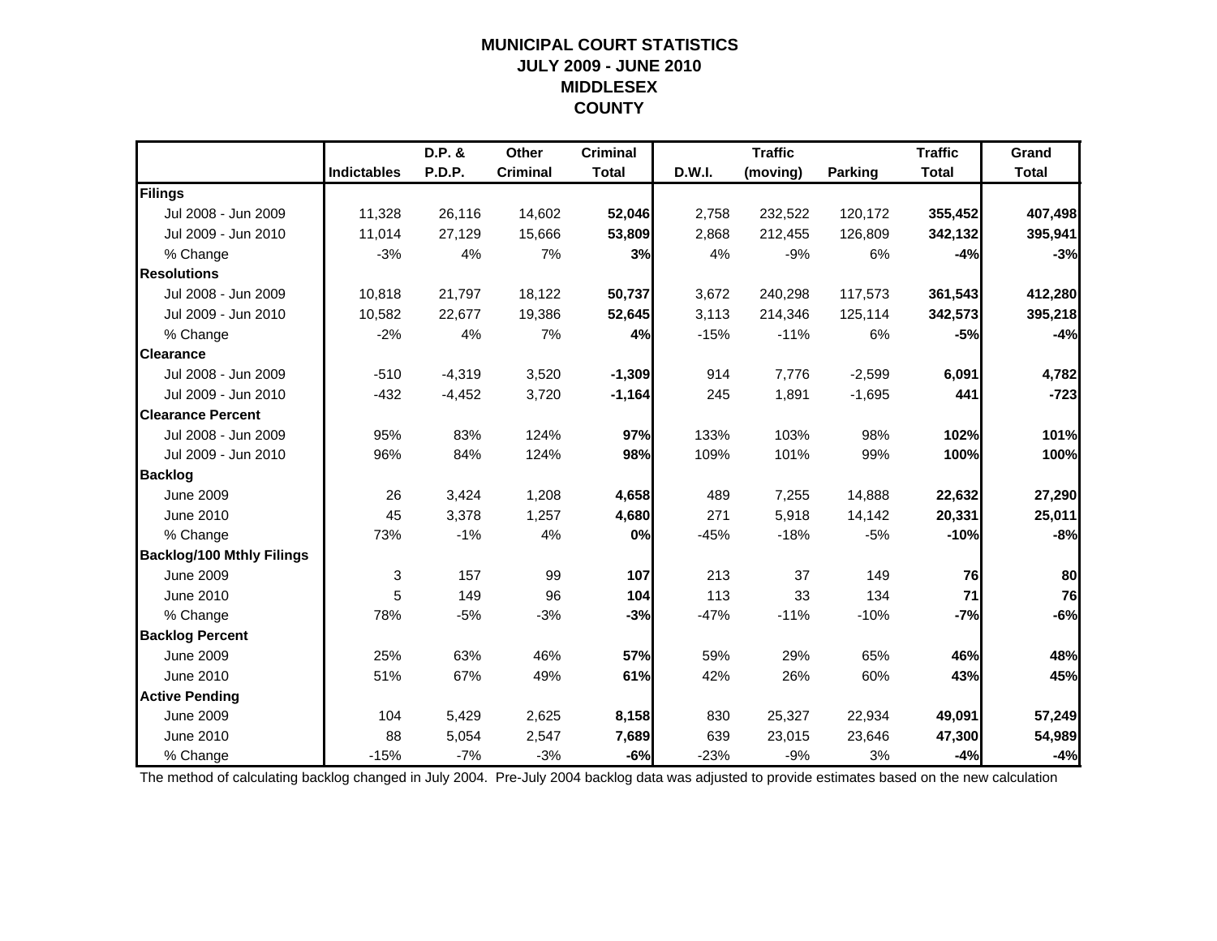# MUNICIPAL COURT STATISTICS
## JULY 2009 - JUNE 2010
## MIDDLESEX COUNTY

| | Indictables | D.P. & P.D.P. | Other Criminal | Criminal Total | D.W.I. | Traffic (moving) | Parking | Traffic Total | Grand Total |
|---|---|---|---|---|---|---|---|---|---|
| **Filings** | | | | | | | | | |
| Jul 2008 - Jun 2009 | 11,328 | 26,116 | 14,602 | **52,046** | 2,758 | 232,522 | 120,172 | **355,452** | **407,498** |
| Jul 2009 - Jun 2010 | 11,014 | 27,129 | 15,666 | **53,809** | 2,868 | 212,455 | 126,809 | **342,132** | **395,941** |
| % Change | -3% | 4% | 7% | **3%** | 4% | -9% | 6% | **-4%** | **-3%** |
| **Resolutions** | | | | | | | | | |
| Jul 2008 - Jun 2009 | 10,818 | 21,797 | 18,122 | **50,737** | 3,672 | 240,298 | 117,573 | **361,543** | **412,280** |
| Jul 2009 - Jun 2010 | 10,582 | 22,677 | 19,386 | **52,645** | 3,113 | 214,346 | 125,114 | **342,573** | **395,218** |
| % Change | -2% | 4% | 7% | **4%** | -15% | -11% | 6% | **-5%** | **-4%** |
| **Clearance** | | | | | | | | | |
| Jul 2008 - Jun 2009 | -510 | -4,319 | 3,520 | **-1,309** | 914 | 7,776 | -2,599 | **6,091** | **4,782** |
| Jul 2009 - Jun 2010 | -432 | -4,452 | 3,720 | **-1,164** | 245 | 1,891 | -1,695 | **441** | **-723** |
| **Clearance Percent** | | | | | | | | | |
| Jul 2008 - Jun 2009 | 95% | 83% | 124% | **97%** | 133% | 103% | 98% | **102%** | **101%** |
| Jul 2009 - Jun 2010 | 96% | 84% | 124% | **98%** | 109% | 101% | 99% | **100%** | **100%** |
| **Backlog** | | | | | | | | | |
| June 2009 | 26 | 3,424 | 1,208 | **4,658** | 489 | 7,255 | 14,888 | **22,632** | **27,290** |
| June 2010 | 45 | 3,378 | 1,257 | **4,680** | 271 | 5,918 | 14,142 | **20,331** | **25,011** |
| % Change | 73% | -1% | 4% | **0%** | -45% | -18% | -5% | **-10%** | **-8%** |
| **Backlog/100 Mthly Filings** | | | | | | | | | |
| June 2009 | 3 | 157 | 99 | **107** | 213 | 37 | 149 | **76** | **80** |
| June 2010 | 5 | 149 | 96 | **104** | 113 | 33 | 134 | **71** | **76** |
| % Change | 78% | -5% | -3% | **-3%** | -47% | -11% | -10% | **-7%** | **-6%** |
| **Backlog Percent** | | | | | | | | | |
| June 2009 | 25% | 63% | 46% | **57%** | 59% | 29% | 65% | **46%** | **48%** |
| June 2010 | 51% | 67% | 49% | **61%** | 42% | 26% | 60% | **43%** | **45%** |
| **Active Pending** | | | | | | | | | |
| June 2009 | 104 | 5,429 | 2,625 | **8,158** | 830 | 25,327 | 22,934 | **49,091** | **57,249** |
| June 2010 | 88 | 5,054 | 2,547 | **7,689** | 639 | 23,015 | 23,646 | **47,300** | **54,989** |
| % Change | -15% | -7% | -3% | **-6%** | -23% | -9% | 3% | **-4%** | **-4%** |

The method of calculating backlog changed in July 2004. Pre-July 2004 backlog data was adjusted to provide estimates based on the new calculation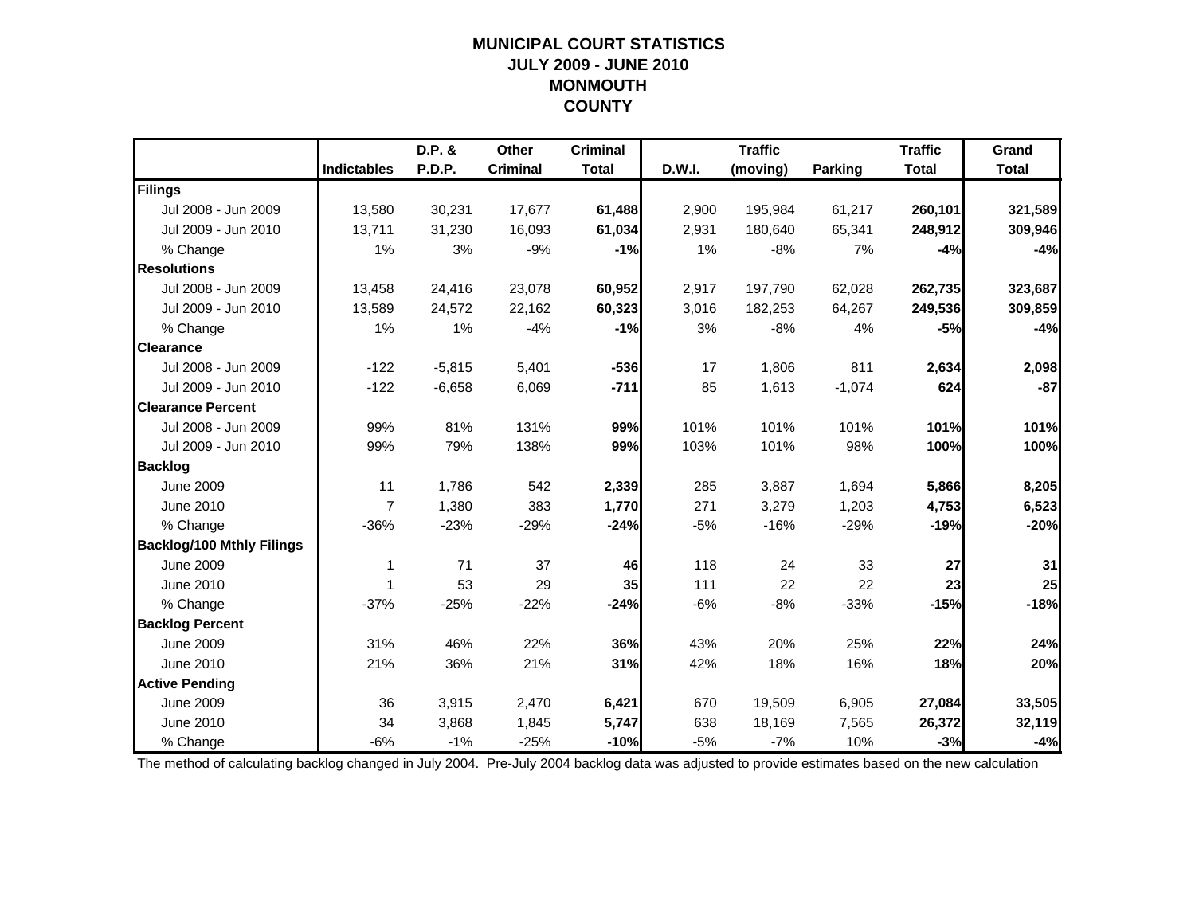# MUNICIPAL COURT STATISTICS
## JULY 2009 - JUNE 2010
## MONMOUTH COUNTY

| | Indictables | D.P. & P.D.P. | Other Criminal | Criminal Total | D.W.I. | Traffic (moving) | Parking | Traffic Total | Grand Total |
|---|---|---|---|---|---|---|---|---|---|
| **Filings** | | | | | | | | | |
| Jul 2008 - Jun 2009 | 13,580 | 30,231 | 17,677 | **61,488** | 2,900 | 195,984 | 61,217 | **260,101** | **321,589** |
| Jul 2009 - Jun 2010 | 13,711 | 31,230 | 16,093 | **61,034** | 2,931 | 180,640 | 65,341 | **248,912** | **309,946** |
| % Change | 1% | 3% | -9% | **-1%** | 1% | -8% | 7% | **-4%** | **-4%** |
| **Resolutions** | | | | | | | | | |
| Jul 2008 - Jun 2009 | 13,458 | 24,416 | 23,078 | **60,952** | 2,917 | 197,790 | 62,028 | **262,735** | **323,687** |
| Jul 2009 - Jun 2010 | 13,589 | 24,572 | 22,162 | **60,323** | 3,016 | 182,253 | 64,267 | **249,536** | **309,859** |
| % Change | 1% | 1% | -4% | **-1%** | 3% | -8% | 4% | **-5%** | **-4%** |
| **Clearance** | | | | | | | | | |
| Jul 2008 - Jun 2009 | -122 | -5,815 | 5,401 | **-536** | 17 | 1,806 | 811 | **2,634** | **2,098** |
| Jul 2009 - Jun 2010 | -122 | -6,658 | 6,069 | **-711** | 85 | 1,613 | -1,074 | **624** | **-87** |
| **Clearance Percent** | | | | | | | | | |
| Jul 2008 - Jun 2009 | 99% | 81% | 131% | **99%** | 101% | 101% | 101% | **101%** | **101%** |
| Jul 2009 - Jun 2010 | 99% | 79% | 138% | **99%** | 103% | 101% | 98% | **100%** | **100%** |
| **Backlog** | | | | | | | | | |
| June 2009 | 11 | 1,786 | 542 | **2,339** | 285 | 3,887 | 1,694 | **5,866** | **8,205** |
| June 2010 | 7 | 1,380 | 383 | **1,770** | 271 | 3,279 | 1,203 | **4,753** | **6,523** |
| % Change | -36% | -23% | -29% | **-24%** | -5% | -16% | -29% | **-19%** | **-20%** |
| **Backlog/100 Mthly Filings** | | | | | | | | | |
| June 2009 | 1 | 71 | 37 | **46** | 118 | 24 | 33 | **27** | **31** |
| June 2010 | 1 | 53 | 29 | **35** | 111 | 22 | 22 | **23** | **25** |
| % Change | -37% | -25% | -22% | **-24%** | -6% | -8% | -33% | **-15%** | **-18%** |
| **Backlog Percent** | | | | | | | | | |
| June 2009 | 31% | 46% | 22% | **36%** | 43% | 20% | 25% | **22%** | **24%** |
| June 2010 | 21% | 36% | 21% | **31%** | 42% | 18% | 16% | **18%** | **20%** |
| **Active Pending** | | | | | | | | | |
| June 2009 | 36 | 3,915 | 2,470 | **6,421** | 670 | 19,509 | 6,905 | **27,084** | **33,505** |
| June 2010 | 34 | 3,868 | 1,845 | **5,747** | 638 | 18,169 | 7,565 | **26,372** | **32,119** |
| % Change | -6% | -1% | -25% | **-10%** | -5% | -7% | 10% | **-3%** | **-4%** |

The method of calculating backlog changed in July 2004. Pre-July 2004 backlog data was adjusted to provide estimates based on the new calculation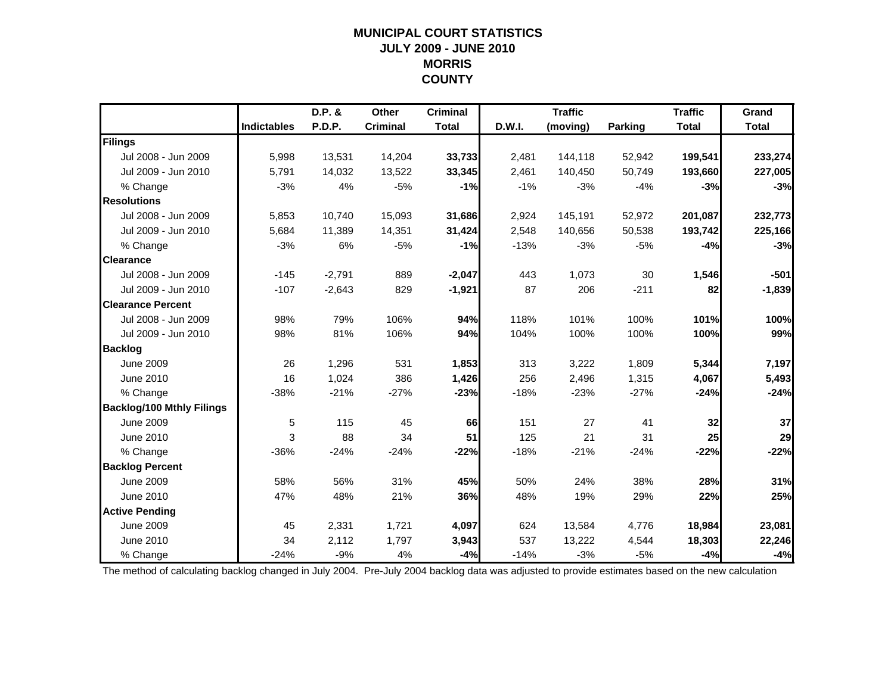# MUNICIPAL COURT STATISTICS
## JULY 2009 - JUNE 2010
## MORRIS COUNTY

| | Indictables | D.P. & P.D.P. | Other Criminal | Criminal Total | D.W.I. | Traffic (moving) | Parking | Traffic Total | Grand Total |
|---|---|---|---|---|---|---|---|---|---|
| **Filings** | | | | | | | | | |
| Jul 2008 - Jun 2009 | 5,998 | 13,531 | 14,204 | **33,733** | 2,481 | 144,118 | 52,942 | **199,541** | **233,274** |
| Jul 2009 - Jun 2010 | 5,791 | 14,032 | 13,522 | **33,345** | 2,461 | 140,450 | 50,749 | **193,660** | **227,005** |
| % Change | -3% | 4% | -5% | **-1%** | -1% | -3% | -4% | **-3%** | **-3%** |
| **Resolutions** | | | | | | | | | |
| Jul 2008 - Jun 2009 | 5,853 | 10,740 | 15,093 | **31,686** | 2,924 | 145,191 | 52,972 | **201,087** | **232,773** |
| Jul 2009 - Jun 2010 | 5,684 | 11,389 | 14,351 | **31,424** | 2,548 | 140,656 | 50,538 | **193,742** | **225,166** |
| % Change | -3% | 6% | -5% | **-1%** | -13% | -3% | -5% | **-4%** | **-3%** |
| **Clearance** | | | | | | | | | |
| Jul 2008 - Jun 2009 | -145 | -2,791 | 889 | **-2,047** | 443 | 1,073 | 30 | **1,546** | **-501** |
| Jul 2009 - Jun 2010 | -107 | -2,643 | 829 | **-1,921** | 87 | 206 | -211 | **82** | **-1,839** |
| **Clearance Percent** | | | | | | | | | |
| Jul 2008 - Jun 2009 | 98% | 79% | 106% | **94%** | 118% | 101% | 100% | **101%** | **100%** |
| Jul 2009 - Jun 2010 | 98% | 81% | 106% | **94%** | 104% | 100% | 100% | **100%** | **99%** |
| **Backlog** | | | | | | | | | |
| June 2009 | 26 | 1,296 | 531 | **1,853** | 313 | 3,222 | 1,809 | **5,344** | **7,197** |
| June 2010 | 16 | 1,024 | 386 | **1,426** | 256 | 2,496 | 1,315 | **4,067** | **5,493** |
| % Change | -38% | -21% | -27% | **-23%** | -18% | -23% | -27% | **-24%** | **-24%** |
| **Backlog/100 Mthly Filings** | | | | | | | | | |
| June 2009 | 5 | 115 | 45 | **66** | 151 | 27 | 41 | **32** | **37** |
| June 2010 | 3 | 88 | 34 | **51** | 125 | 21 | 31 | **25** | **29** |
| % Change | -36% | -24% | -24% | **-22%** | -18% | -21% | -24% | **-22%** | **-22%** |
| **Backlog Percent** | | | | | | | | | |
| June 2009 | 58% | 56% | 31% | **45%** | 50% | 24% | 38% | **28%** | **31%** |
| June 2010 | 47% | 48% | 21% | **36%** | 48% | 19% | 29% | **22%** | **25%** |
| **Active Pending** | | | | | | | | | |
| June 2009 | 45 | 2,331 | 1,721 | **4,097** | 624 | 13,584 | 4,776 | **18,984** | **23,081** |
| June 2010 | 34 | 2,112 | 1,797 | **3,943** | 537 | 13,222 | 4,544 | **18,303** | **22,246** |
| % Change | -24% | -9% | 4% | **-4%** | -14% | -3% | -5% | **-4%** | **-4%** |

The method of calculating backlog changed in July 2004. Pre-July 2004 backlog data was adjusted to provide estimates based on the new calculation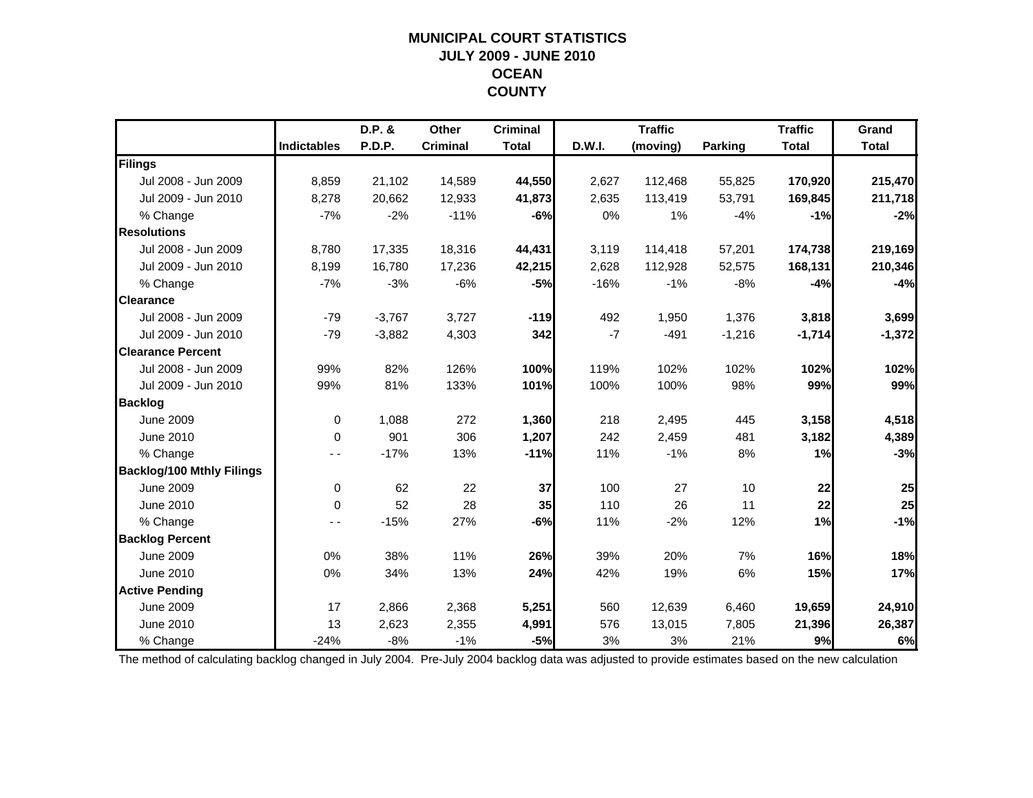# MUNICIPAL COURT STATISTICS
## JULY 2009 - JUNE 2010
## OCEAN
## COUNTY

| | Indictables | D.P. & P.D.P. | Other Criminal | Criminal Total | D.W.I. | Traffic (moving) | Parking | Traffic Total | Grand Total |
|---|---|---|---|---|---|---|---|---|---|
| **Filings** | | | | | | | | | |
| Jul 2008 - Jun 2009 | 8,859 | 21,102 | 14,589 | **44,550** | 2,627 | 112,468 | 55,825 | **170,920** | **215,470** |
| Jul 2009 - Jun 2010 | 8,278 | 20,662 | 12,933 | **41,873** | 2,635 | 113,419 | 53,791 | **169,845** | **211,718** |
| % Change | -7% | -2% | -11% | **-6%** | 0% | 1% | -4% | **-1%** | **-2%** |
| **Resolutions** | | | | | | | | | |
| Jul 2008 - Jun 2009 | 8,780 | 17,335 | 18,316 | **44,431** | 3,119 | 114,418 | 57,201 | **174,738** | **219,169** |
| Jul 2009 - Jun 2010 | 8,199 | 16,780 | 17,236 | **42,215** | 2,628 | 112,928 | 52,575 | **168,131** | **210,346** |
| % Change | -7% | -3% | -6% | **-5%** | -16% | -1% | -8% | **-4%** | **-4%** |
| **Clearance** | | | | | | | | | |
| Jul 2008 - Jun 2009 | -79 | -3,767 | 3,727 | **-119** | 492 | 1,950 | 1,376 | **3,818** | **3,699** |
| Jul 2009 - Jun 2010 | -79 | -3,882 | 4,303 | **342** | -7 | -491 | -1,216 | **-1,714** | **-1,372** |
| **Clearance Percent** | | | | | | | | | |
| Jul 2008 - Jun 2009 | 99% | 82% | 126% | **100%** | 119% | 102% | 102% | **102%** | **102%** |
| Jul 2009 - Jun 2010 | 99% | 81% | 133% | **101%** | 100% | 100% | 98% | **99%** | **99%** |
| **Backlog** | | | | | | | | | |
| June 2009 | 0 | 1,088 | 272 | **1,360** | 218 | 2,495 | 445 | **3,158** | **4,518** |
| June 2010 | 0 | 901 | 306 | **1,207** | 242 | 2,459 | 481 | **3,182** | **4,389** |
| % Change | - - | -17% | 13% | **-11%** | 11% | -1% | 8% | **1%** | **-3%** |
| **Backlog/100 Mthly Filings** | | | | | | | | | |
| June 2009 | 0 | 62 | 22 | **37** | 100 | 27 | 10 | **22** | **25** |
| June 2010 | 0 | 52 | 28 | **35** | 110 | 26 | 11 | **22** | **25** |
| % Change | - - | -15% | 27% | **-6%** | 11% | -2% | 12% | **1%** | **-1%** |
| **Backlog Percent** | | | | | | | | | |
| June 2009 | 0% | 38% | 11% | **26%** | 39% | 20% | 7% | **16%** | **18%** |
| June 2010 | 0% | 34% | 13% | **24%** | 42% | 19% | 6% | **15%** | **17%** |
| **Active Pending** | | | | | | | | | |
| June 2009 | 17 | 2,866 | 2,368 | **5,251** | 560 | 12,639 | 6,460 | **19,659** | **24,910** |
| June 2010 | 13 | 2,623 | 2,355 | **4,991** | 576 | 13,015 | 7,805 | **21,396** | **26,387** |
| % Change | -24% | -8% | -1% | **-5%** | 3% | 3% | 21% | **9%** | **6%** |

The method of calculating backlog changed in July 2004. Pre-July 2004 backlog data was adjusted to provide estimates based on the new calculation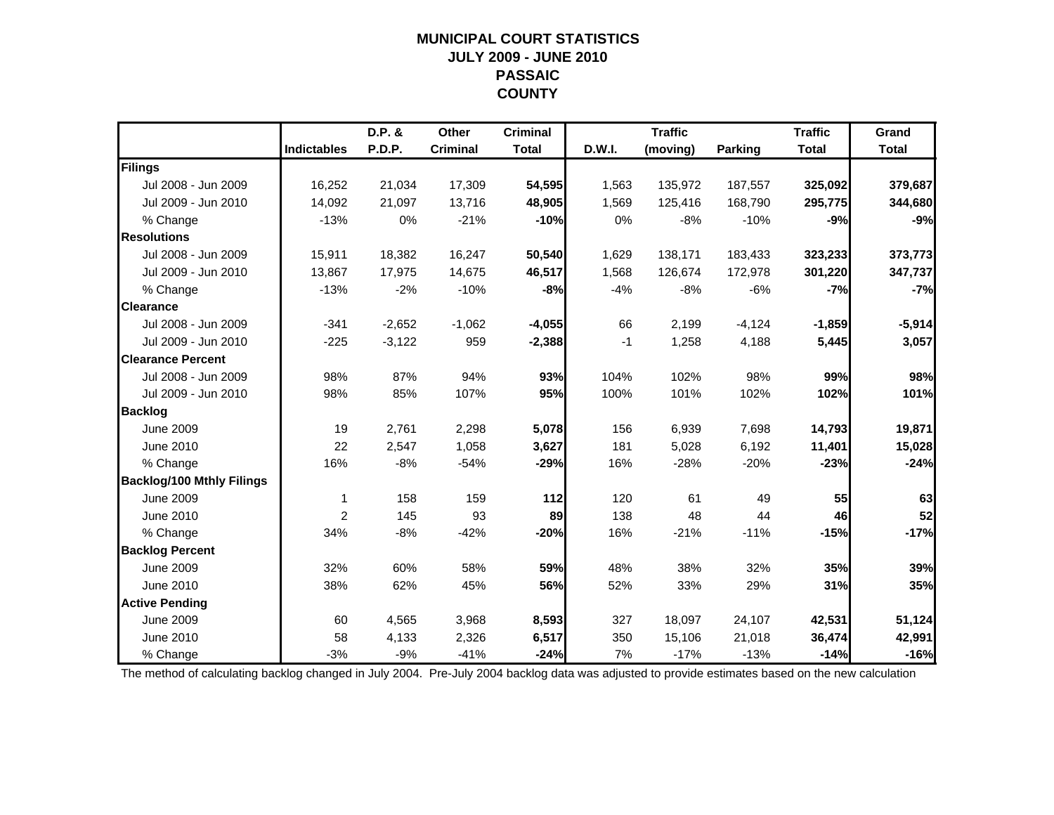# MUNICIPAL COURT STATISTICS
## JULY 2009 - JUNE 2010
## PASSAIC COUNTY

| | Indictables | D.P. & P.D.P. | Other Criminal | Criminal Total | D.W.I. | Traffic (moving) | Parking | Traffic Total | Grand Total |
|---|---|---|---|---|---|---|---|---|---|
| **Filings** | | | | | | | | | |
| Jul 2008 - Jun 2009 | 16,252 | 21,034 | 17,309 | **54,595** | 1,563 | 135,972 | 187,557 | **325,092** | **379,687** |
| Jul 2009 - Jun 2010 | 14,092 | 21,097 | 13,716 | **48,905** | 1,569 | 125,416 | 168,790 | **295,775** | **344,680** |
| % Change | -13% | 0% | -21% | **-10%** | 0% | -8% | -10% | **-9%** | **-9%** |
| **Resolutions** | | | | | | | | | |
| Jul 2008 - Jun 2009 | 15,911 | 18,382 | 16,247 | **50,540** | 1,629 | 138,171 | 183,433 | **323,233** | **373,773** |
| Jul 2009 - Jun 2010 | 13,867 | 17,975 | 14,675 | **46,517** | 1,568 | 126,674 | 172,978 | **301,220** | **347,737** |
| % Change | -13% | -2% | -10% | **-8%** | -4% | -8% | -6% | **-7%** | **-7%** |
| **Clearance** | | | | | | | | | |
| Jul 2008 - Jun 2009 | -341 | -2,652 | -1,062 | **-4,055** | 66 | 2,199 | -4,124 | **-1,859** | **-5,914** |
| Jul 2009 - Jun 2010 | -225 | -3,122 | 959 | **-2,388** | -1 | 1,258 | 4,188 | **5,445** | **3,057** |
| **Clearance Percent** | | | | | | | | | |
| Jul 2008 - Jun 2009 | 98% | 87% | 94% | **93%** | 104% | 102% | 98% | **99%** | **98%** |
| Jul 2009 - Jun 2010 | 98% | 85% | 107% | **95%** | 100% | 101% | 102% | **102%** | **101%** |
| **Backlog** | | | | | | | | | |
| June 2009 | 19 | 2,761 | 2,298 | **5,078** | 156 | 6,939 | 7,698 | **14,793** | **19,871** |
| June 2010 | 22 | 2,547 | 1,058 | **3,627** | 181 | 5,028 | 6,192 | **11,401** | **15,028** |
| % Change | 16% | -8% | -54% | **-29%** | 16% | -28% | -20% | **-23%** | **-24%** |
| **Backlog/100 Mthly Filings** | | | | | | | | | |
| June 2009 | 1 | 158 | 159 | **112** | 120 | 61 | 49 | **55** | **63** |
| June 2010 | 2 | 145 | 93 | **89** | 138 | 48 | 44 | **46** | **52** |
| % Change | 34% | -8% | -42% | **-20%** | 16% | -21% | -11% | **-15%** | **-17%** |
| **Backlog Percent** | | | | | | | | | |
| June 2009 | 32% | 60% | 58% | **59%** | 48% | 38% | 32% | **35%** | **39%** |
| June 2010 | 38% | 62% | 45% | **56%** | 52% | 33% | 29% | **31%** | **35%** |
| **Active Pending** | | | | | | | | | |
| June 2009 | 60 | 4,565 | 3,968 | **8,593** | 327 | 18,097 | 24,107 | **42,531** | **51,124** |
| June 2010 | 58 | 4,133 | 2,326 | **6,517** | 350 | 15,106 | 21,018 | **36,474** | **42,991** |
| % Change | -3% | -9% | -41% | **-24%** | 7% | -17% | -13% | **-14%** | **-16%** |

The method of calculating backlog changed in July 2004. Pre-July 2004 backlog data was adjusted to provide estimates based on the new calculation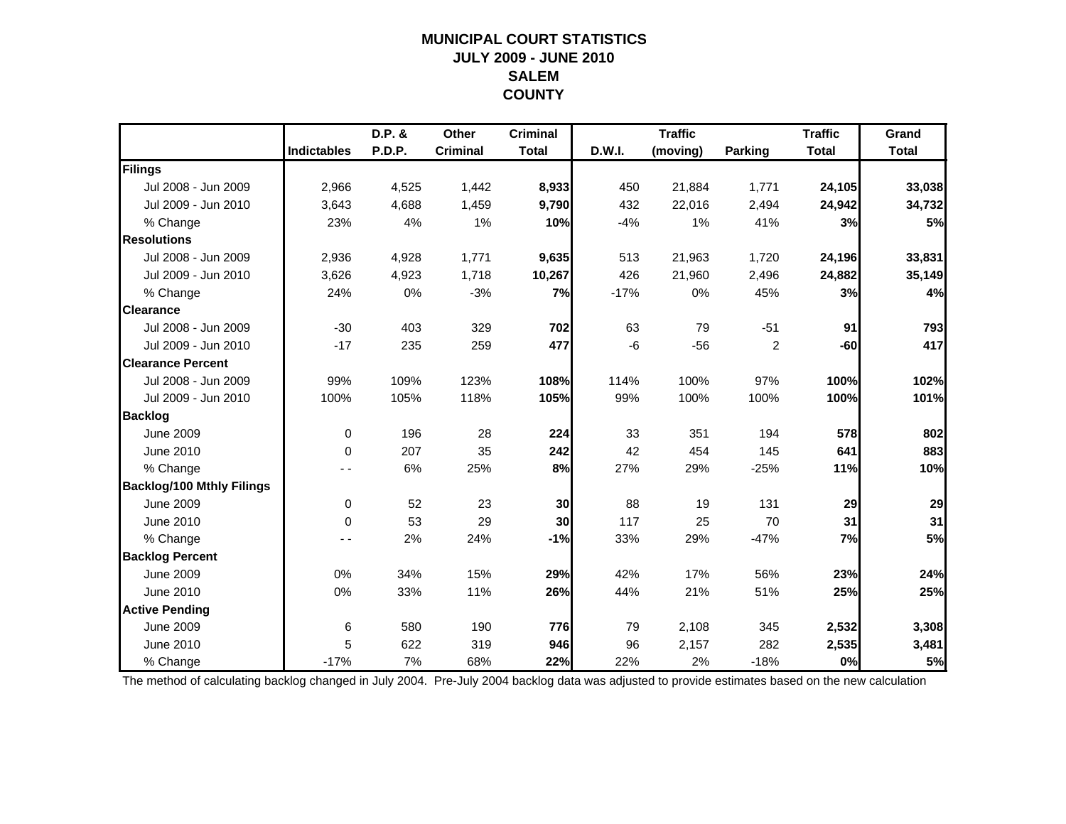# MUNICIPAL COURT STATISTICS
## JULY 2009 - JUNE 2010
## SALEM
## COUNTY

| | Indictables | D.P. & P.D.P. | Other Criminal | Criminal Total | D.W.I. | Traffic (moving) | Parking | Traffic Total | Grand Total |
|---|---|---|---|---|---|---|---|---|---|
| **Filings** | | | | | | | | | |
| Jul 2008 - Jun 2009 | 2,966 | 4,525 | 1,442 | **8,933** | 450 | 21,884 | 1,771 | **24,105** | **33,038** |
| Jul 2009 - Jun 2010 | 3,643 | 4,688 | 1,459 | **9,790** | 432 | 22,016 | 2,494 | **24,942** | **34,732** |
| % Change | 23% | 4% | 1% | **10%** | -4% | 1% | 41% | **3%** | **5%** |
| **Resolutions** | | | | | | | | | |
| Jul 2008 - Jun 2009 | 2,936 | 4,928 | 1,771 | **9,635** | 513 | 21,963 | 1,720 | **24,196** | **33,831** |
| Jul 2009 - Jun 2010 | 3,626 | 4,923 | 1,718 | **10,267** | 426 | 21,960 | 2,496 | **24,882** | **35,149** |
| % Change | 24% | 0% | -3% | **7%** | -17% | 0% | 45% | **3%** | **4%** |
| **Clearance** | | | | | | | | | |
| Jul 2008 - Jun 2009 | -30 | 403 | 329 | **702** | 63 | 79 | -51 | **91** | **793** |
| Jul 2009 - Jun 2010 | -17 | 235 | 259 | **477** | -6 | -56 | 2 | **-60** | **417** |
| **Clearance Percent** | | | | | | | | | |
| Jul 2008 - Jun 2009 | 99% | 109% | 123% | **108%** | 114% | 100% | 97% | **100%** | **102%** |
| Jul 2009 - Jun 2010 | 100% | 105% | 118% | **105%** | 99% | 100% | 100% | **100%** | **101%** |
| **Backlog** | | | | | | | | | |
| June 2009 | 0 | 196 | 28 | **224** | 33 | 351 | 194 | **578** | **802** |
| June 2010 | 0 | 207 | 35 | **242** | 42 | 454 | 145 | **641** | **883** |
| % Change | - - | 6% | 25% | **8%** | 27% | 29% | -25% | **11%** | **10%** |
| **Backlog/100 Mthly Filings** | | | | | | | | | |
| June 2009 | 0 | 52 | 23 | **30** | 88 | 19 | 131 | **29** | **29** |
| June 2010 | 0 | 53 | 29 | **30** | 117 | 25 | 70 | **31** | **31** |
| % Change | - - | 2% | 24% | **-1%** | 33% | 29% | -47% | **7%** | **5%** |
| **Backlog Percent** | | | | | | | | | |
| June 2009 | 0% | 34% | 15% | **29%** | 42% | 17% | 56% | **23%** | **24%** |
| June 2010 | 0% | 33% | 11% | **26%** | 44% | 21% | 51% | **25%** | **25%** |
| **Active Pending** | | | | | | | | | |
| June 2009 | 6 | 580 | 190 | **776** | 79 | 2,108 | 345 | **2,532** | **3,308** |
| June 2010 | 5 | 622 | 319 | **946** | 96 | 2,157 | 282 | **2,535** | **3,481** |
| % Change | -17% | 7% | 68% | **22%** | 22% | 2% | -18% | **0%** | **5%** |

The method of calculating backlog changed in July 2004. Pre-July 2004 backlog data was adjusted to provide estimates based on the new calculation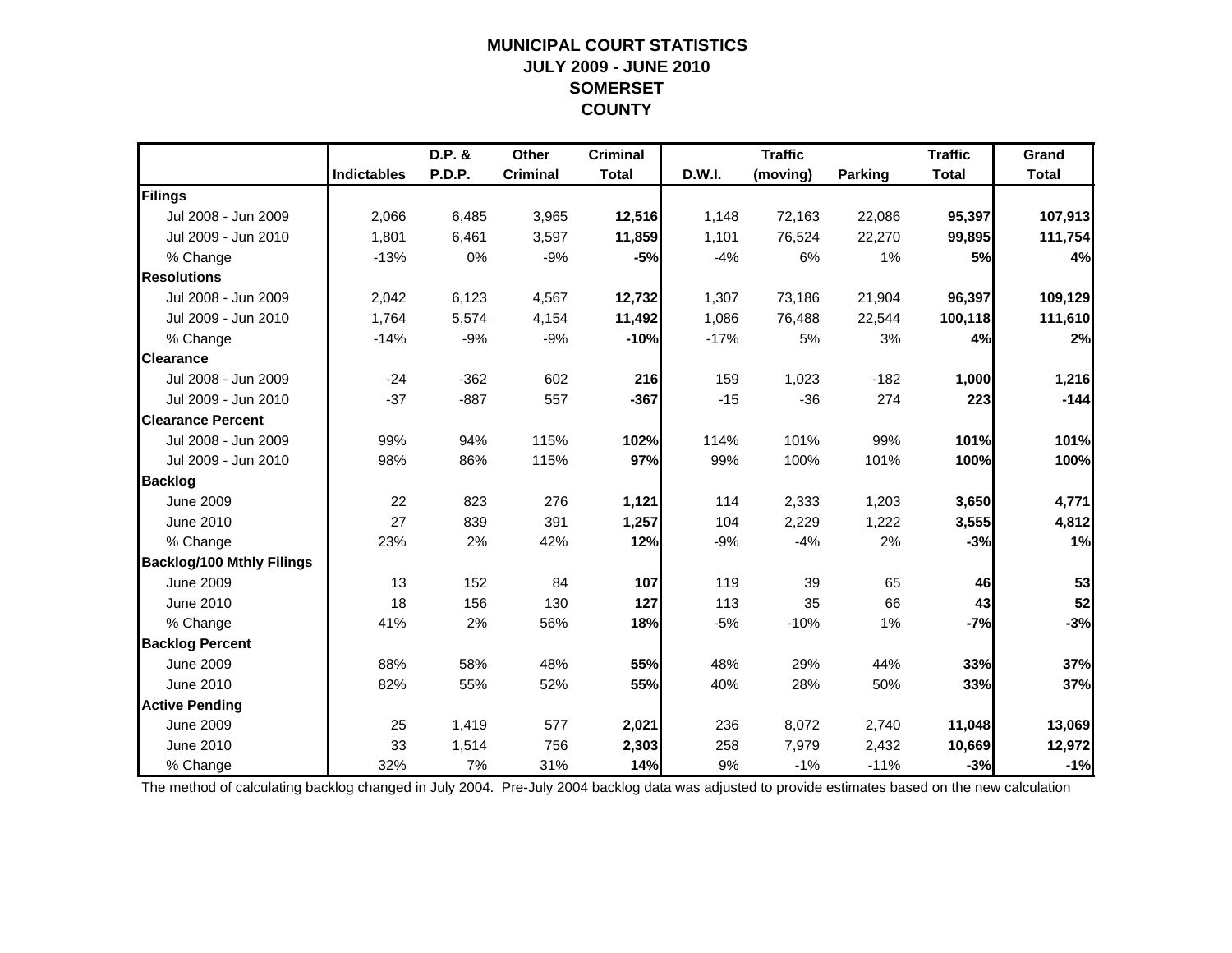# MUNICIPAL COURT STATISTICS
## JULY 2009 - JUNE 2010
## SOMERSET COUNTY

| | Indictables | D.P. & P.D.P. | Other Criminal | Criminal Total | D.W.I. | Traffic (moving) | Parking | Traffic Total | Grand Total |
|---|---|---|---|---|---|---|---|---|---|
| **Filings** | | | | | | | | | |
| Jul 2008 - Jun 2009 | 2,066 | 6,485 | 3,965 | **12,516** | 1,148 | 72,163 | 22,086 | **95,397** | **107,913** |
| Jul 2009 - Jun 2010 | 1,801 | 6,461 | 3,597 | **11,859** | 1,101 | 76,524 | 22,270 | **99,895** | **111,754** |
| % Change | -13% | 0% | -9% | **-5%** | -4% | 6% | 1% | **5%** | **4%** |
| **Resolutions** | | | | | | | | | |
| Jul 2008 - Jun 2009 | 2,042 | 6,123 | 4,567 | **12,732** | 1,307 | 73,186 | 21,904 | **96,397** | **109,129** |
| Jul 2009 - Jun 2010 | 1,764 | 5,574 | 4,154 | **11,492** | 1,086 | 76,488 | 22,544 | **100,118** | **111,610** |
| % Change | -14% | -9% | -9% | **-10%** | -17% | 5% | 3% | **4%** | **2%** |
| **Clearance** | | | | | | | | | |
| Jul 2008 - Jun 2009 | -24 | -362 | 602 | **216** | 159 | 1,023 | -182 | **1,000** | **1,216** |
| Jul 2009 - Jun 2010 | -37 | -887 | 557 | **-367** | -15 | -36 | 274 | **223** | **-144** |
| **Clearance Percent** | | | | | | | | | |
| Jul 2008 - Jun 2009 | 99% | 94% | 115% | **102%** | 114% | 101% | 99% | **101%** | **101%** |
| Jul 2009 - Jun 2010 | 98% | 86% | 115% | **97%** | 99% | 100% | 101% | **100%** | **100%** |
| **Backlog** | | | | | | | | | |
| June 2009 | 22 | 823 | 276 | **1,121** | 114 | 2,333 | 1,203 | **3,650** | **4,771** |
| June 2010 | 27 | 839 | 391 | **1,257** | 104 | 2,229 | 1,222 | **3,555** | **4,812** |
| % Change | 23% | 2% | 42% | **12%** | -9% | -4% | 2% | **-3%** | **1%** |
| **Backlog/100 Mthly Filings** | | | | | | | | | |
| June 2009 | 13 | 152 | 84 | **107** | 119 | 39 | 65 | **46** | **53** |
| June 2010 | 18 | 156 | 130 | **127** | 113 | 35 | 66 | **43** | **52** |
| % Change | 41% | 2% | 56% | **18%** | -5% | -10% | 1% | **-7%** | **-3%** |
| **Backlog Percent** | | | | | | | | | |
| June 2009 | 88% | 58% | 48% | **55%** | 48% | 29% | 44% | **33%** | **37%** |
| June 2010 | 82% | 55% | 52% | **55%** | 40% | 28% | 50% | **33%** | **37%** |
| **Active Pending** | | | | | | | | | |
| June 2009 | 25 | 1,419 | 577 | **2,021** | 236 | 8,072 | 2,740 | **11,048** | **13,069** |
| June 2010 | 33 | 1,514 | 756 | **2,303** | 258 | 7,979 | 2,432 | **10,669** | **12,972** |
| % Change | 32% | 7% | 31% | **14%** | 9% | -1% | -11% | **-3%** | **-1%** |

The method of calculating backlog changed in July 2004. Pre-July 2004 backlog data was adjusted to provide estimates based on the new calculation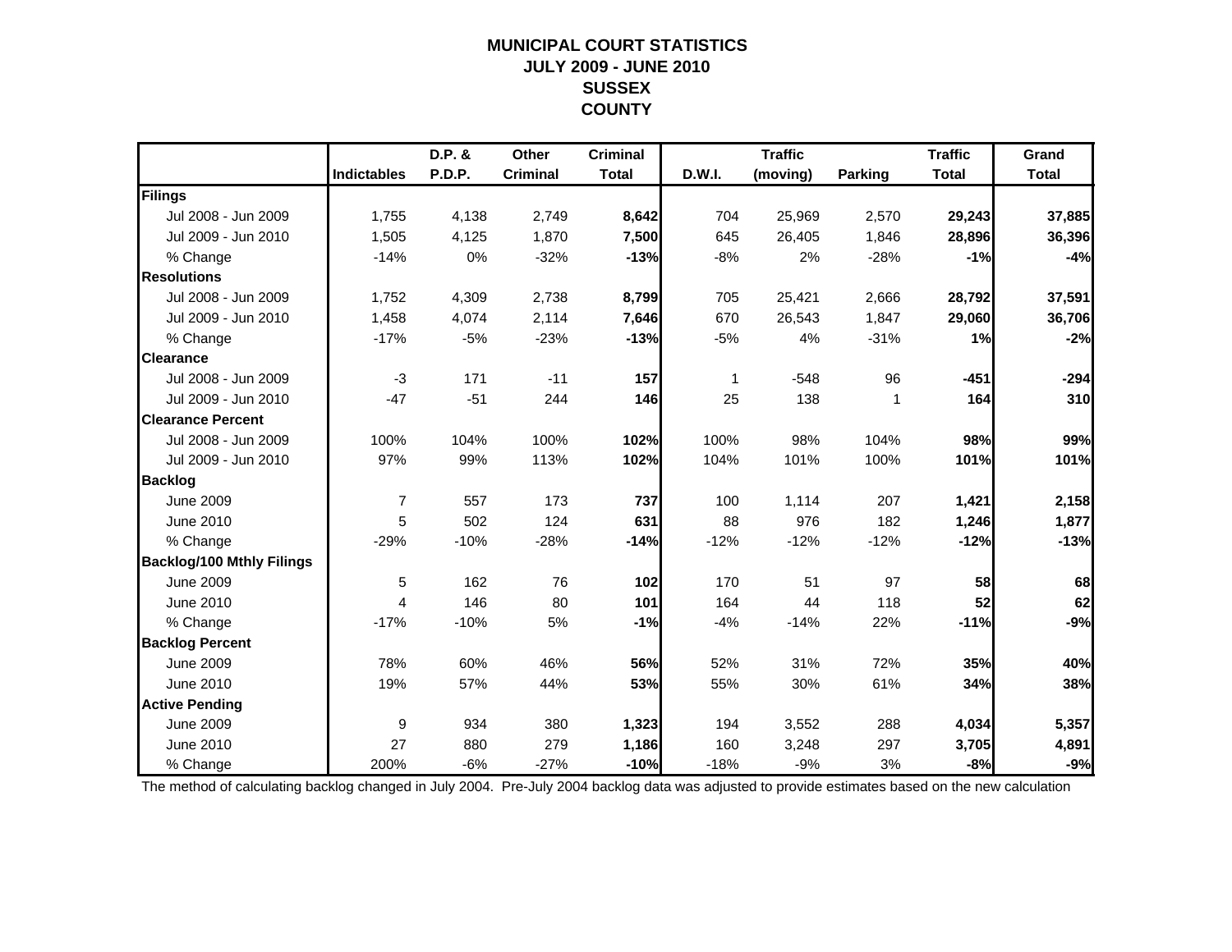# MUNICIPAL COURT STATISTICS
# JULY 2009 - JUNE 2010
# SUSSEX
# COUNTY

| | Indictables | D.P. & P.D.P. | Other Criminal | Criminal Total | D.W.I. | Traffic (moving) | Parking | Traffic Total | Grand Total |
|---|---|---|---|---|---|---|---|---|---|
| **Filings** | | | | | | | | | |
| Jul 2008 - Jun 2009 | 1,755 | 4,138 | 2,749 | **8,642** | 704 | 25,969 | 2,570 | **29,243** | **37,885** |
| Jul 2009 - Jun 2010 | 1,505 | 4,125 | 1,870 | **7,500** | 645 | 26,405 | 1,846 | **28,896** | **36,396** |
| % Change | -14% | 0% | -32% | **-13%** | -8% | 2% | -28% | **-1%** | **-4%** |
| **Resolutions** | | | | | | | | | |
| Jul 2008 - Jun 2009 | 1,752 | 4,309 | 2,738 | **8,799** | 705 | 25,421 | 2,666 | **28,792** | **37,591** |
| Jul 2009 - Jun 2010 | 1,458 | 4,074 | 2,114 | **7,646** | 670 | 26,543 | 1,847 | **29,060** | **36,706** |
| % Change | -17% | -5% | -23% | **-13%** | -5% | 4% | -31% | **1%** | **-2%** |
| **Clearance** | | | | | | | | | |
| Jul 2008 - Jun 2009 | -3 | 171 | -11 | **157** | 1 | -548 | 96 | **-451** | **-294** |
| Jul 2009 - Jun 2010 | -47 | -51 | 244 | **146** | 25 | 138 | 1 | **164** | **310** |
| **Clearance Percent** | | | | | | | | | |
| Jul 2008 - Jun 2009 | 100% | 104% | 100% | **102%** | 100% | 98% | 104% | **98%** | **99%** |
| Jul 2009 - Jun 2010 | 97% | 99% | 113% | **102%** | 104% | 101% | 100% | **101%** | **101%** |
| **Backlog** | | | | | | | | | |
| June 2009 | 7 | 557 | 173 | **737** | 100 | 1,114 | 207 | **1,421** | **2,158** |
| June 2010 | 5 | 502 | 124 | **631** | 88 | 976 | 182 | **1,246** | **1,877** |
| % Change | -29% | -10% | -28% | **-14%** | -12% | -12% | -12% | **-12%** | **-13%** |
| **Backlog/100 Mthly Filings** | | | | | | | | | |
| June 2009 | 5 | 162 | 76 | **102** | 170 | 51 | 97 | **58** | **68** |
| June 2010 | 4 | 146 | 80 | **101** | 164 | 44 | 118 | **52** | **62** |
| % Change | -17% | -10% | 5% | **-1%** | -4% | -14% | 22% | **-11%** | **-9%** |
| **Backlog Percent** | | | | | | | | | |
| June 2009 | 78% | 60% | 46% | **56%** | 52% | 31% | 72% | **35%** | **40%** |
| June 2010 | 19% | 57% | 44% | **53%** | 55% | 30% | 61% | **34%** | **38%** |
| **Active Pending** | | | | | | | | | |
| June 2009 | 9 | 934 | 380 | **1,323** | 194 | 3,552 | 288 | **4,034** | **5,357** |
| June 2010 | 27 | 880 | 279 | **1,186** | 160 | 3,248 | 297 | **3,705** | **4,891** |
| % Change | 200% | -6% | -27% | **-10%** | -18% | -9% | 3% | **-8%** | **-9%** |

The method of calculating backlog changed in July 2004. Pre-July 2004 backlog data was adjusted to provide estimates based on the new calculation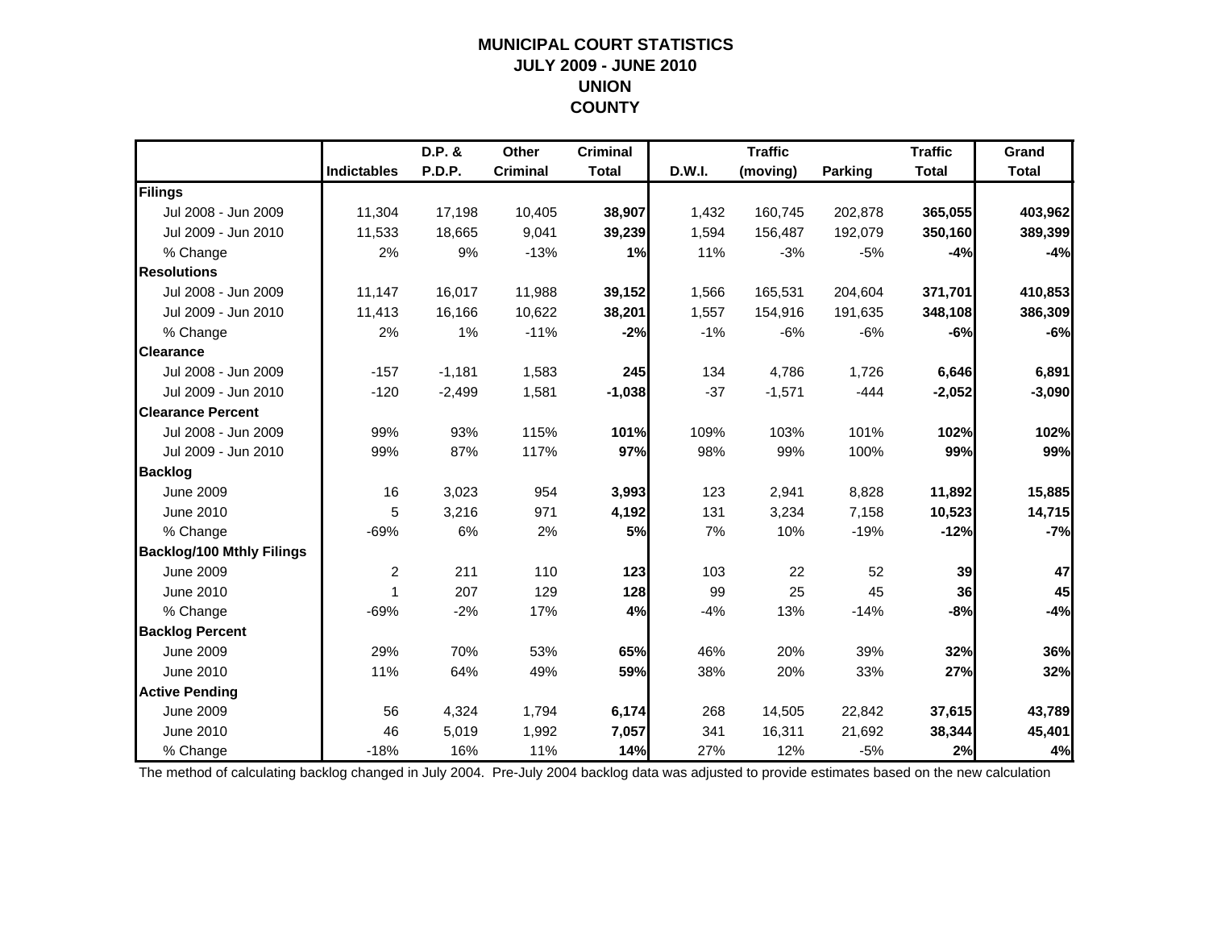# MUNICIPAL COURT STATISTICS
## JULY 2009 - JUNE 2010
## UNION COUNTY

| | Indictables | D.P. & P.D.P. | Other Criminal | Criminal Total | D.W.I. | Traffic (moving) | Parking | Traffic Total | Grand Total |
|---|---|---|---|---|---|---|---|---|---|
| **Filings** | | | | | | | | | |
| Jul 2008 - Jun 2009 | 11,304 | 17,198 | 10,405 | **38,907** | 1,432 | 160,745 | 202,878 | **365,055** | **403,962** |
| Jul 2009 - Jun 2010 | 11,533 | 18,665 | 9,041 | **39,239** | 1,594 | 156,487 | 192,079 | **350,160** | **389,399** |
| % Change | 2% | 9% | -13% | **1%** | 11% | -3% | -5% | **-4%** | **-4%** |
| **Resolutions** | | | | | | | | | |
| Jul 2008 - Jun 2009 | 11,147 | 16,017 | 11,988 | **39,152** | 1,566 | 165,531 | 204,604 | **371,701** | **410,853** |
| Jul 2009 - Jun 2010 | 11,413 | 16,166 | 10,622 | **38,201** | 1,557 | 154,916 | 191,635 | **348,108** | **386,309** |
| % Change | 2% | 1% | -11% | **-2%** | -1% | -6% | -6% | **-6%** | **-6%** |
| **Clearance** | | | | | | | | | |
| Jul 2008 - Jun 2009 | -157 | -1,181 | 1,583 | **245** | 134 | 4,786 | 1,726 | **6,646** | **6,891** |
| Jul 2009 - Jun 2010 | -120 | -2,499 | 1,581 | **-1,038** | -37 | -1,571 | -444 | **-2,052** | **-3,090** |
| **Clearance Percent** | | | | | | | | | |
| Jul 2008 - Jun 2009 | 99% | 93% | 115% | **101%** | 109% | 103% | 101% | **102%** | **102%** |
| Jul 2009 - Jun 2010 | 99% | 87% | 117% | **97%** | 98% | 99% | 100% | **99%** | **99%** |
| **Backlog** | | | | | | | | | |
| June 2009 | 16 | 3,023 | 954 | **3,993** | 123 | 2,941 | 8,828 | **11,892** | **15,885** |
| June 2010 | 5 | 3,216 | 971 | **4,192** | 131 | 3,234 | 7,158 | **10,523** | **14,715** |
| % Change | -69% | 6% | 2% | **5%** | 7% | 10% | -19% | **-12%** | **-7%** |
| **Backlog/100 Mthly Filings** | | | | | | | | | |
| June 2009 | 2 | 211 | 110 | **123** | 103 | 22 | 52 | **39** | **47** |
| June 2010 | 1 | 207 | 129 | **128** | 99 | 25 | 45 | **36** | **45** |
| % Change | -69% | -2% | 17% | **4%** | -4% | 13% | -14% | **-8%** | **-4%** |
| **Backlog Percent** | | | | | | | | | |
| June 2009 | 29% | 70% | 53% | **65%** | 46% | 20% | 39% | **32%** | **36%** |
| June 2010 | 11% | 64% | 49% | **59%** | 38% | 20% | 33% | **27%** | **32%** |
| **Active Pending** | | | | | | | | | |
| June 2009 | 56 | 4,324 | 1,794 | **6,174** | 268 | 14,505 | 22,842 | **37,615** | **43,789** |
| June 2010 | 46 | 5,019 | 1,992 | **7,057** | 341 | 16,311 | 21,692 | **38,344** | **45,401** |
| % Change | -18% | 16% | 11% | **14%** | 27% | 12% | -5% | **2%** | **4%** |

The method of calculating backlog changed in July 2004. Pre-July 2004 backlog data was adjusted to provide estimates based on the new calculation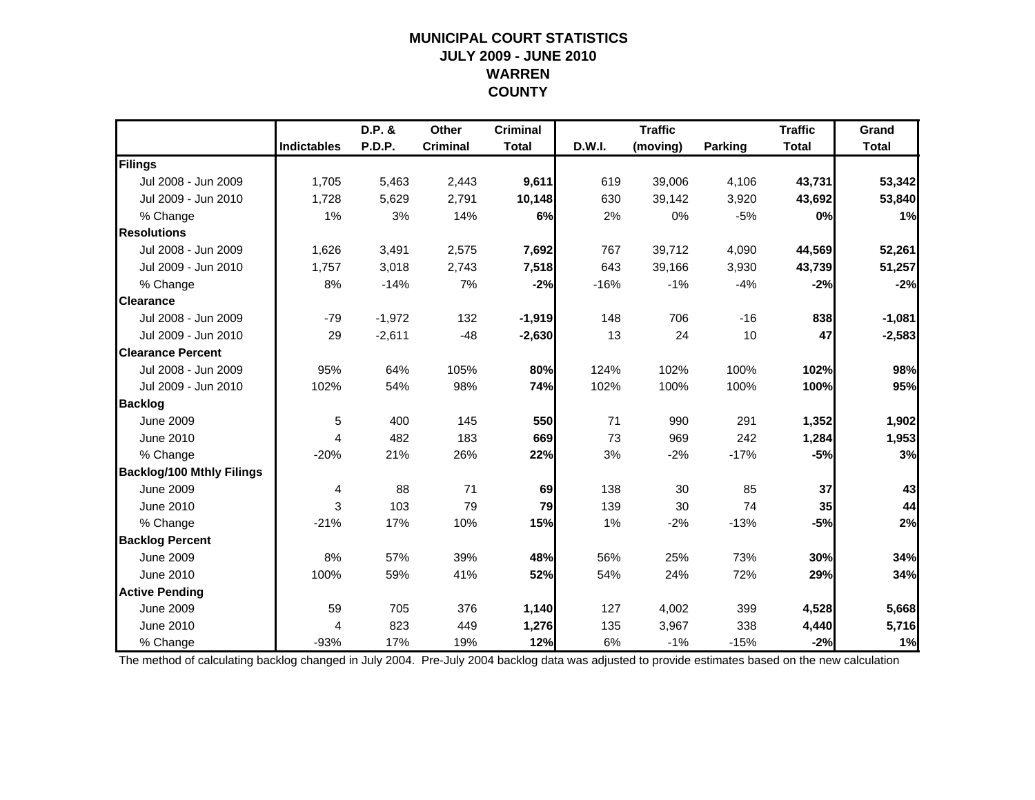# MUNICIPAL COURT STATISTICS
## JULY 2009 - JUNE 2010
## WARREN COUNTY

| | Indictables | D.P. & P.D.P. | Other Criminal | Criminal Total | D.W.I. | Traffic (moving) | Parking | Traffic Total | Grand Total |
|---|---|---|---|---|---|---|---|---|---|
| **Filings** | | | | | | | | | |
| Jul 2008 - Jun 2009 | 1,705 | 5,463 | 2,443 | **9,611** | 619 | 39,006 | 4,106 | **43,731** | **53,342** |
| Jul 2009 - Jun 2010 | 1,728 | 5,629 | 2,791 | **10,148** | 630 | 39,142 | 3,920 | **43,692** | **53,840** |
| % Change | 1% | 3% | 14% | **6%** | 2% | 0% | -5% | **0%** | **1%** |
| **Resolutions** | | | | | | | | | |
| Jul 2008 - Jun 2009 | 1,626 | 3,491 | 2,575 | **7,692** | 767 | 39,712 | 4,090 | **44,569** | **52,261** |
| Jul 2009 - Jun 2010 | 1,757 | 3,018 | 2,743 | **7,518** | 643 | 39,166 | 3,930 | **43,739** | **51,257** |
| % Change | 8% | -14% | 7% | **-2%** | -16% | -1% | -4% | **-2%** | **-2%** |
| **Clearance** | | | | | | | | | |
| Jul 2008 - Jun 2009 | -79 | -1,972 | 132 | **-1,919** | 148 | 706 | -16 | **838** | **-1,081** |
| Jul 2009 - Jun 2010 | 29 | -2,611 | -48 | **-2,630** | 13 | 24 | 10 | **47** | **-2,583** |
| **Clearance Percent** | | | | | | | | | |
| Jul 2008 - Jun 2009 | 95% | 64% | 105% | **80%** | 124% | 102% | 100% | **102%** | **98%** |
| Jul 2009 - Jun 2010 | 102% | 54% | 98% | **74%** | 102% | 100% | 100% | **100%** | **95%** |
| **Backlog** | | | | | | | | | |
| June 2009 | 5 | 400 | 145 | **550** | 71 | 990 | 291 | **1,352** | **1,902** |
| June 2010 | 4 | 482 | 183 | **669** | 73 | 969 | 242 | **1,284** | **1,953** |
| % Change | -20% | 21% | 26% | **22%** | 3% | -2% | -17% | **-5%** | **3%** |
| **Backlog/100 Mthly Filings** | | | | | | | | | |
| June 2009 | 4 | 88 | 71 | **69** | 138 | 30 | 85 | **37** | **43** |
| June 2010 | 3 | 103 | 79 | **79** | 139 | 30 | 74 | **35** | **44** |
| % Change | -21% | 17% | 10% | **15%** | 1% | -2% | -13% | **-5%** | **2%** |
| **Backlog Percent** | | | | | | | | | |
| June 2009 | 8% | 57% | 39% | **48%** | 56% | 25% | 73% | **30%** | **34%** |
| June 2010 | 100% | 59% | 41% | **52%** | 54% | 24% | 72% | **29%** | **34%** |
| **Active Pending** | | | | | | | | | |
| June 2009 | 59 | 705 | 376 | **1,140** | 127 | 4,002 | 399 | **4,528** | **5,668** |
| June 2010 | 4 | 823 | 449 | **1,276** | 135 | 3,967 | 338 | **4,440** | **5,716** |
| % Change | -93% | 17% | 19% | **12%** | 6% | -1% | -15% | **-2%** | **1%** |

The method of calculating backlog changed in July 2004. Pre-July 2004 backlog data was adjusted to provide estimates based on the new calculation